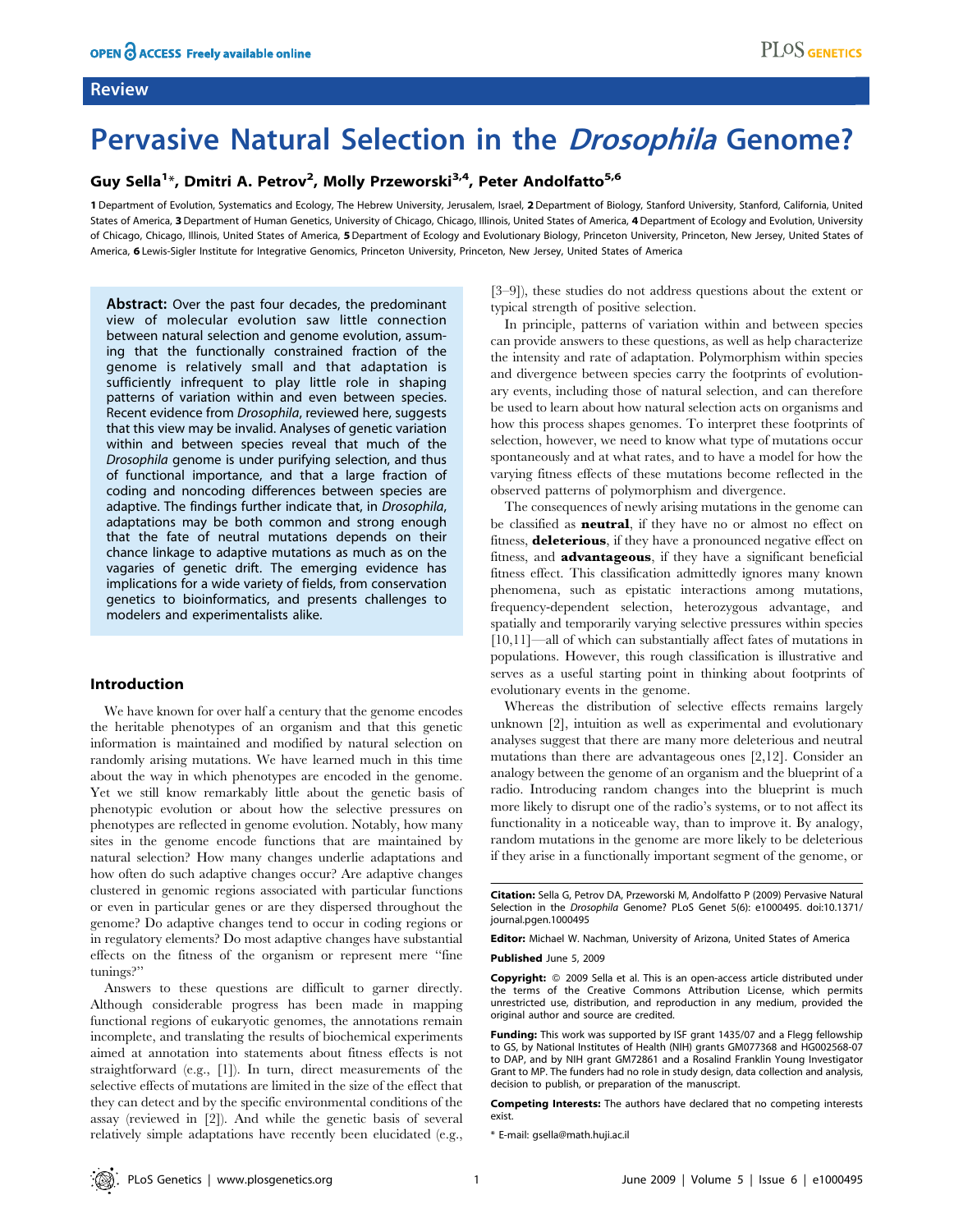Review

# Pervasive Natural Selection in the *Drosophila* Genome?

**Guy Sella[1]*, Dmitri A. Petrov[2], Molly Przeworski[3,4], Peter Andolfatto[5,6]**

[1] Department of Evolution, Systematics and Ecology, The Hebrew University, Jerusalem, Israel, [2] Department of Biology, Stanford University, Stanford, California, United States of America, [3] Department of Human Genetics, University of Chicago, Chicago, Illinois, United States of America, [4] Department of Ecology and Evolution, University of Chicago, Chicago, Illinois, United States of America, [5] Department of Ecology and Evolutionary Biology, Princeton University, Princeton, New Jersey, United States of America, [6] Lewis-Sigler Institute for Integrative Genomics, Princeton University, Princeton, New Jersey, United States of America

**Abstract:** Over the past four decades, the predominant view of molecular evolution saw little connection between natural selection and genome evolution, assuming that the functionally constrained fraction of the genome is relatively small and that adaptation is sufficiently infrequent to play little role in shaping patterns of variation within and even between species. Recent evidence from *Drosophila*, reviewed here, suggests that this view may be invalid. Analyses of genetic variation within and between species reveal that much of the *Drosophila* genome is under purifying selection, and thus of functional importance, and that a large fraction of coding and noncoding differences between species are adaptive. The findings further indicate that, in *Drosophila*, adaptations may be both common and strong enough that the fate of neutral mutations depends on their chance linkage to adaptive mutations as much as on the vagaries of genetic drift. The emerging evidence has implications for a wide variety of fields, from conservation genetics to bioinformatics, and presents challenges to modelers and experimentalists alike.

## Introduction

We have known for over half a century that the genome encodes the heritable phenotypes of an organism and that this genetic information is maintained and modified by natural selection on randomly arising mutations. We have learned much in this time about the way in which phenotypes are encoded in the genome. Yet we still know remarkably little about the genetic basis of phenotypic evolution or about how the selective pressures on phenotypes are reflected in genome evolution. Notably, how many sites in the genome encode functions that are maintained by natural selection? How many changes underlie adaptations and how often do such adaptive changes occur? Are adaptive changes clustered in genomic regions associated with particular functions or even in particular genes or are they dispersed throughout the genome? Do adaptive changes tend to occur in coding regions or in regulatory elements? Do most adaptive changes have substantial effects on the fitness of the organism or represent mere "fine tunings?"

Answers to these questions are difficult to garner directly. Although considerable progress has been made in mapping functional regions of eukaryotic genomes, the annotations remain incomplete, and translating the results of biochemical experiments aimed at annotation into statements about fitness effects is not straightforward (e.g., [1]). In turn, direct measurements of the selective effects of mutations are limited in the size of the effect that they can detect and by the specific environmental conditions of the assay (reviewed in [2]). And while the genetic basis of several relatively simple adaptations have recently been elucidated (e.g., [3–9]), these studies do not address questions about the extent or typical strength of positive selection.

In principle, patterns of variation within and between species can provide answers to these questions, as well as help characterize the intensity and rate of adaptation. Polymorphism within species and divergence between species carry the footprints of evolutionary events, including those of natural selection, and can therefore be used to learn about how natural selection acts on organisms and how this process shapes genomes. To interpret these footprints of selection, however, we need to know what type of mutations occur spontaneously and at what rates, and to have a model for how the varying fitness effects of these mutations become reflected in the observed patterns of polymorphism and divergence.

The consequences of newly arising mutations in the genome can be classified as **neutral**, if they have no or almost no effect on fitness, **deleterious**, if they have a pronounced negative effect on fitness, and **advantageous**, if they have a significant beneficial fitness effect. This classification admittedly ignores many known phenomena, such as epistatic interactions among mutations, frequency-dependent selection, heterozygous advantage, and spatially and temporarily varying selective pressures within species [10,11]—all of which can substantially affect fates of mutations in populations. However, this rough classification is illustrative and serves as a useful starting point in thinking about footprints of evolutionary events in the genome.

Whereas the distribution of selective effects remains largely unknown [2], intuition as well as experimental and evolutionary analyses suggest that there are many more deleterious and neutral mutations than there are advantageous ones [2,12]. Consider an analogy between the genome of an organism and the blueprint of a radio. Introducing random changes into the blueprint is much more likely to disrupt one of the radio's systems, or to not affect its functionality in a noticeable way, than to improve it. By analogy, random mutations in the genome are more likely to be deleterious if they arise in a functionally important segment of the genome, or

**Citation:** Sella G, Petrov DA, Przeworski M, Andolfatto P (2009) Pervasive Natural Selection in the *Drosophila* Genome? PLoS Genet 5(6): e1000495. doi:10.1371/journal.pgen.1000495

**Editor:** Michael W. Nachman, University of Arizona, United States of America

**Published** June 5, 2009

**Copyright:** © 2009 Sella et al. This is an open-access article distributed under the terms of the Creative Commons Attribution License, which permits unrestricted use, distribution, and reproduction in any medium, provided the original author and source are credited.

**Funding:** This work was supported by ISF grant 1435/07 and a Flegg fellowship to GS, by National Institutes of Health (NIH) grants GM077368 and HG002568-07 to DAP, and by NIH grant GM72861 and a Rosalind Franklin Young Investigator Grant to MP. The funders had no role in study design, data collection and analysis, decision to publish, or preparation of the manuscript.

**Competing Interests:** The authors have declared that no competing interests exist.

* E-mail: gsella@math.huji.ac.il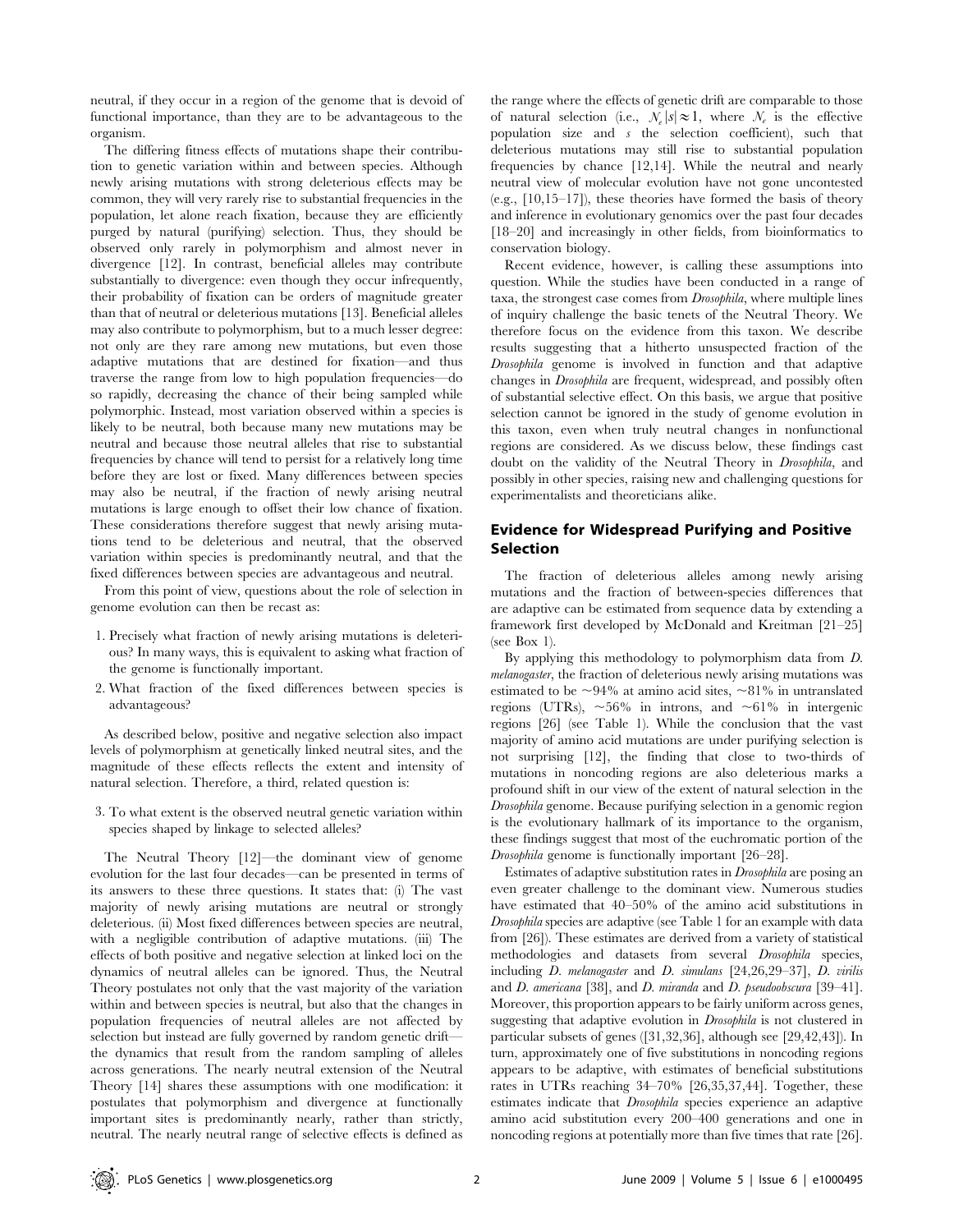neutral, if they occur in a region of the genome that is devoid of functional importance, than they are to be advantageous to the organism.

The differing fitness effects of mutations shape their contribution to genetic variation within and between species. Although newly arising mutations with strong deleterious effects may be common, they will very rarely rise to substantial frequencies in the population, let alone reach fixation, because they are efficiently purged by natural (purifying) selection. Thus, they should be observed only rarely in polymorphism and almost never in divergence [12]. In contrast, beneficial alleles may contribute substantially to divergence: even though they occur infrequently, their probability of fixation can be orders of magnitude greater than that of neutral or deleterious mutations [13]. Beneficial alleles may also contribute to polymorphism, but to a much lesser degree: not only are they rare among new mutations, but even those adaptive mutations that are destined for fixation—and thus traverse the range from low to high population frequencies—do so rapidly, decreasing the chance of their being sampled while polymorphic. Instead, most variation observed within a species is likely to be neutral, both because many new mutations may be neutral and because those neutral alleles that rise to substantial frequencies by chance will tend to persist for a relatively long time before they are lost or fixed. Many differences between species may also be neutral, if the fraction of newly arising neutral mutations is large enough to offset their low chance of fixation. These considerations therefore suggest that newly arising mutations tend to be deleterious and neutral, that the observed variation within species is predominantly neutral, and that the fixed differences between species are advantageous and neutral.

From this point of view, questions about the role of selection in genome evolution can then be recast as:

1. Precisely what fraction of newly arising mutations is deleterious? In many ways, this is equivalent to asking what fraction of the genome is functionally important.
2. What fraction of the fixed differences between species is advantageous?

As described below, positive and negative selection also impact levels of polymorphism at genetically linked neutral sites, and the magnitude of these effects reflects the extent and intensity of natural selection. Therefore, a third, related question is:

3. To what extent is the observed neutral genetic variation within species shaped by linkage to selected alleles?

The Neutral Theory [12]—the dominant view of genome evolution for the last four decades—can be presented in terms of its answers to these three questions. It states that: (i) The vast majority of newly arising mutations are neutral or strongly deleterious. (ii) Most fixed differences between species are neutral, with a negligible contribution of adaptive mutations. (iii) The effects of both positive and negative selection at linked loci on the dynamics of neutral alleles can be ignored. Thus, the Neutral Theory postulates not only that the vast majority of the variation within and between species is neutral, but also that the changes in population frequencies of neutral alleles are not affected by selection but instead are fully governed by random genetic drift—the dynamics that result from the random sampling of alleles across generations. The nearly neutral extension of the Neutral Theory [14] shares these assumptions with one modification: it postulates that polymorphism and divergence at functionally important sites is predominantly nearly, rather than strictly, neutral. The nearly neutral range of selective effects is defined as the range where the effects of genetic drift are comparable to those of natural selection (i.e., $N_e|s|\approx 1$, where $N_e$ is the effective population size and $s$ the selection coefficient), such that deleterious mutations may still rise to substantial population frequencies by chance [12,14]. While the neutral and nearly neutral view of molecular evolution have not gone uncontested (e.g., [10,15–17]), these theories have formed the basis of theory and inference in evolutionary genomics over the past four decades [18–20] and increasingly in other fields, from bioinformatics to conservation biology.

Recent evidence, however, is calling these assumptions into question. While the studies have been conducted in a range of taxa, the strongest case comes from *Drosophila*, where multiple lines of inquiry challenge the basic tenets of the Neutral Theory. We therefore focus on the evidence from this taxon. We describe results suggesting that a hitherto unsuspected fraction of the *Drosophila* genome is involved in function and that adaptive changes in *Drosophila* are frequent, widespread, and possibly often of substantial selective effect. On this basis, we argue that positive selection cannot be ignored in the study of genome evolution in this taxon, even when truly neutral changes in nonfunctional regions are considered. As we discuss below, these findings cast doubt on the validity of the Neutral Theory in *Drosophila*, and possibly in other species, raising new and challenging questions for experimentalists and theoreticians alike.

## Evidence for Widespread Purifying and Positive Selection

The fraction of deleterious alleles among newly arising mutations and the fraction of between-species differences that are adaptive can be estimated from sequence data by extending a framework first developed by McDonald and Kreitman [21–25] (see Box 1).

By applying this methodology to polymorphism data from *D. melanogaster*, the fraction of deleterious newly arising mutations was estimated to be ~94% at amino acid sites, ~81% in untranslated regions (UTRs), ~56% in introns, and ~61% in intergenic regions [26] (see Table 1). While the conclusion that the vast majority of amino acid mutations are under purifying selection is not surprising [12], the finding that close to two-thirds of mutations in noncoding regions are also deleterious marks a profound shift in our view of the extent of natural selection in the *Drosophila* genome. Because purifying selection in a genomic region is the evolutionary hallmark of its importance to the organism, these findings suggest that most of the euchromatic portion of the *Drosophila* genome is functionally important [26–28].

Estimates of adaptive substitution rates in *Drosophila* are posing an even greater challenge to the dominant view. Numerous studies have estimated that 40–50% of the amino acid substitutions in *Drosophila* species are adaptive (see Table 1 for an example with data from [26]). These estimates are derived from a variety of statistical methodologies and datasets from several *Drosophila* species, including *D. melanogaster* and *D. simulans* [24,26,29–37], *D. virilis* and *D. americana* [38], and *D. miranda* and *D. pseudoobscura* [39–41]. Moreover, this proportion appears to be fairly uniform across genes, suggesting that adaptive evolution in *Drosophila* is not clustered in particular subsets of genes ([31,32,36], although see [29,42,43]). In turn, approximately one of five substitutions in noncoding regions appears to be adaptive, with estimates of beneficial substitutions rates in UTRs reaching 34–70% [26,35,37,44]. Together, these estimates indicate that *Drosophila* species experience an adaptive amino acid substitution every 200–400 generations and one in noncoding regions at potentially more than five times that rate [26].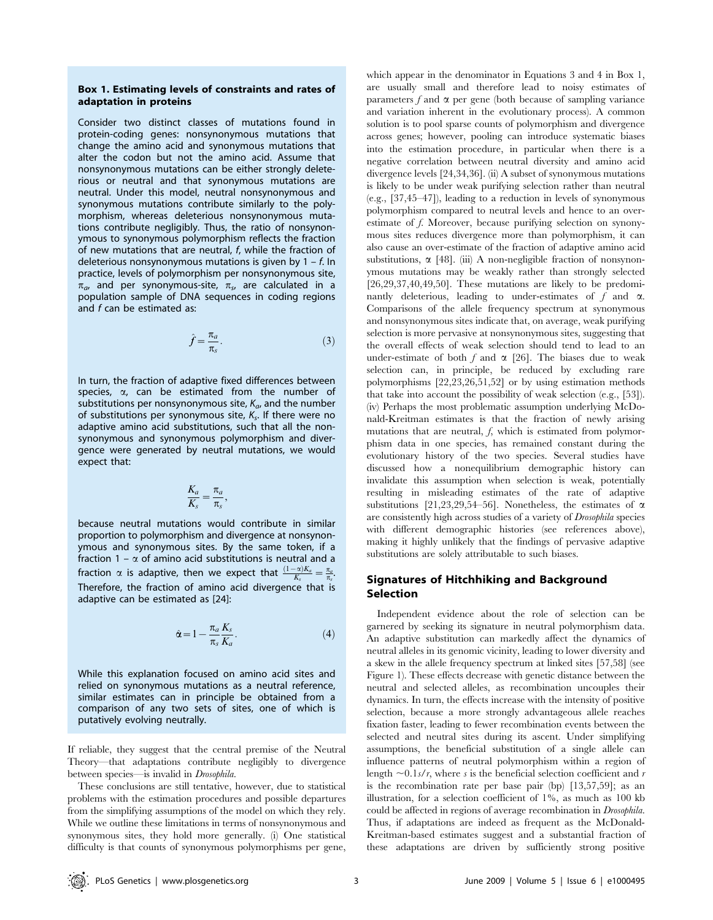### Box 1. Estimating levels of constraints and rates of adaptation in proteins

Consider two distinct classes of mutations found in protein-coding genes: nonsynonymous mutations that change the amino acid and synonymous mutations that alter the codon but not the amino acid. Assume that nonsynonymous mutations can be either strongly deleterious or neutral and that synonymous mutations are neutral. Under this model, neutral nonsynonymous and synonymous mutations contribute similarly to the polymorphism, whereas deleterious nonsynonymous mutations contribute negligibly. Thus, the ratio of nonsynonymous to synonymous polymorphism reflects the fraction of new mutations that are neutral, *f*, while the fraction of deleterious nonsynonymous mutations is given by $1 - f$. In practice, levels of polymorphism per nonsynonymous site, $\pi_a$, and per synonymous-site, $\pi_s$, are calculated in a population sample of DNA sequences in coding regions and *f* can be estimated as:

$$\hat{f} = \frac{\pi_a}{\pi_s}. \tag{3}$$

In turn, the fraction of adaptive fixed differences between species, $\alpha$, can be estimated from the number of substitutions per nonsynonymous site, $K_a$, and the number of substitutions per synonymous site, $K_s$. If there were no adaptive amino acid substitutions, such that all the nonsynonymous and synonymous polymorphism and divergence were generated by neutral mutations, we would expect that:

$$\frac{K_a}{K_s} = \frac{\pi_a}{\pi_s},$$

because neutral mutations would contribute in similar proportion to polymorphism and divergence at nonsynonymous and synonymous sites. By the same token, if a fraction $1 - \alpha$ of amino acid substitutions is neutral and a fraction $\alpha$ is adaptive, then we expect that $\frac{(1-\alpha)K_a}{K_s} = \frac{\pi_a}{\pi_s}$. Therefore, the fraction of amino acid divergence that is adaptive can be estimated as [24]:

$$\hat{\alpha} = 1 - \frac{\pi_a}{\pi_s}\frac{K_s}{K_a}. \tag{4}$$

While this explanation focused on amino acid sites and relied on synonymous mutations as a neutral reference, similar estimates can in principle be obtained from a comparison of any two sets of sites, one of which is putatively evolving neutrally.

If reliable, they suggest that the central premise of the Neutral Theory—that adaptations contribute negligibly to divergence between species—is invalid in *Drosophila*.

These conclusions are still tentative, however, due to statistical problems with the estimation procedures and possible departures from the simplifying assumptions of the model on which they rely. While we outline these limitations in terms of nonsynonymous and synonymous sites, they hold more generally. (i) One statistical difficulty is that counts of synonymous polymorphisms per gene, which appear in the denominator in Equations 3 and 4 in Box 1, are usually small and therefore lead to noisy estimates of parameters $f$ and $\alpha$ per gene (both because of sampling variance and variation inherent in the evolutionary process). A common solution is to pool sparse counts of polymorphism and divergence across genes; however, pooling can introduce systematic biases into the estimation procedure, in particular when there is a negative correlation between neutral diversity and amino acid divergence levels [24,34,36]. (ii) A subset of synonymous mutations is likely to be under weak purifying selection rather than neutral (e.g., [37,45–47]), leading to a reduction in levels of synonymous polymorphism compared to neutral levels and hence to an over-estimate of *f*. Moreover, because purifying selection on synonymous sites reduces divergence more than polymorphism, it can also cause an over-estimate of the fraction of adaptive amino acid substitutions, $\alpha$ [48]. (iii) A non-negligible fraction of nonsynonymous mutations may be weakly rather than strongly selected [26,29,37,40,49,50]. These mutations are likely to be predominantly deleterious, leading to under-estimates of $f$ and $\alpha$. Comparisons of the allele frequency spectrum at synonymous and nonsynonymous sites indicate that, on average, weak purifying selection is more pervasive at nonsynonymous sites, suggesting that the overall effects of weak selection should tend to lead to an under-estimate of both $f$ and $\alpha$ [26]. The biases due to weak selection can, in principle, be reduced by excluding rare polymorphisms [22,23,26,51,52] or by using estimation methods that take into account the possibility of weak selection (e.g., [53]). (iv) Perhaps the most problematic assumption underlying McDonald-Kreitman estimates is that the fraction of newly arising mutations that are neutral, *f*, which is estimated from polymorphism data in one species, has remained constant during the evolutionary history of the two species. Several studies have discussed how a nonequilibrium demographic history can invalidate this assumption when selection is weak, potentially resulting in misleading estimates of the rate of adaptive substitutions [21,23,29,54–56]. Nonetheless, the estimates of $\alpha$ are consistently high across studies of a variety of *Drosophila* species with different demographic histories (see references above), making it highly unlikely that the findings of pervasive adaptive substitutions are solely attributable to such biases.

## Signatures of Hitchhiking and Background Selection

Independent evidence about the role of selection can be garnered by seeking its signature in neutral polymorphism data. An adaptive substitution can markedly affect the dynamics of neutral alleles in its genomic vicinity, leading to lower diversity and a skew in the allele frequency spectrum at linked sites [57,58] (see Figure 1). These effects decrease with genetic distance between the neutral and selected alleles, as recombination uncouples their dynamics. In turn, the effects increase with the intensity of positive selection, because a more strongly advantageous allele reaches fixation faster, leading to fewer recombination events between the selected and neutral sites during its ascent. Under simplifying assumptions, the beneficial substitution of a single allele can influence patterns of neutral polymorphism within a region of length $\sim 0.1s/r$, where $s$ is the beneficial selection coefficient and $r$ is the recombination rate per base pair (bp) [13,57,59]; as an illustration, for a selection coefficient of 1%, as much as 100 kb could be affected in regions of average recombination in *Drosophila*. Thus, if adaptations are indeed as frequent as the McDonald-Kreitman-based estimates suggest and a substantial fraction of these adaptations are driven by sufficiently strong positive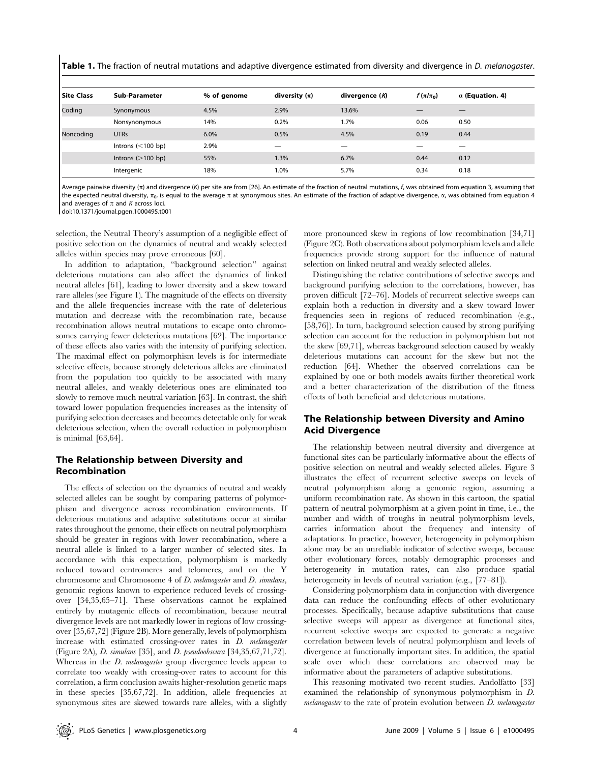**Table 1.** The fraction of neutral mutations and adaptive divergence estimated from diversity and divergence in *D. melanogaster*.

| Site Class | Sub-Parameter | % of genome | diversity ($\pi$) | divergence ($K$) | $f$ ($\pi/\pi_0$) | $\alpha$ (Equation. 4) |
|---|---|---|---|---|---|---|
| Coding | Synonymous | 4.5% | 2.9% | 13.6% | — | — |
| | Nonsynonymous | 14% | 0.2% | 1.7% | 0.06 | 0.50 |
| Noncoding | UTRs | 6.0% | 0.5% | 4.5% | 0.19 | 0.44 |
| | Introns (<100 bp) | 2.9% | — | — | — | — |
| | Introns (>100 bp) | 55% | 1.3% | 6.7% | 0.44 | 0.12 |
| | Intergenic | 18% | 1.0% | 5.7% | 0.34 | 0.18 |

Average pairwise diversity ($\pi$) and divergence ($K$) per site are from [26]. An estimate of the fraction of neutral mutations, $f$, was obtained from equation 3, assuming that the expected neutral diversity, $\pi_0$, is equal to the average $\pi$ at synonymous sites. An estimate of the fraction of adaptive divergence, $\alpha$, was obtained from equation 4 and averages of $\pi$ and $K$ across loci.

doi:10.1371/journal.pgen.1000495.t001

selection, the Neutral Theory's assumption of a negligible effect of positive selection on the dynamics of neutral and weakly selected alleles within species may prove erroneous [60].

In addition to adaptation, "background selection" against deleterious mutations can also affect the dynamics of linked neutral alleles [61], leading to lower diversity and a skew toward rare alleles (see Figure 1). The magnitude of the effects on diversity and the allele frequencies increase with the rate of deleterious mutation and decrease with the recombination rate, because recombination allows neutral mutations to escape onto chromosomes carrying fewer deleterious mutations [62]. The importance of these effects also varies with the intensity of purifying selection. The maximal effect on polymorphism levels is for intermediate selective effects, because strongly deleterious alleles are eliminated from the population too quickly to be associated with many neutral alleles, and weakly deleterious ones are eliminated too slowly to remove much neutral variation [63]. In contrast, the shift toward lower population frequencies increases as the intensity of purifying selection decreases and becomes detectable only for weak deleterious selection, when the overall reduction in polymorphism is minimal [63,64].

## The Relationship between Diversity and Recombination

The effects of selection on the dynamics of neutral and weakly selected alleles can be sought by comparing patterns of polymorphism and divergence across recombination environments. If deleterious mutations and adaptive substitutions occur at similar rates throughout the genome, their effects on neutral polymorphism should be greater in regions with lower recombination, where a neutral allele is linked to a larger number of selected sites. In accordance with this expectation, polymorphism is markedly reduced toward centromeres and telomeres, and on the Y chromosome and Chromosome 4 of *D. melanogaster* and *D. simulans*, genomic regions known to experience reduced levels of crossing-over [34,35,65–71]. These observations cannot be explained entirely by mutagenic effects of recombination, because neutral divergence levels are not markedly lower in regions of low crossing-over [35,67,72] (Figure 2B). More generally, levels of polymorphism increase with estimated crossing-over rates in *D. melanogaster* (Figure 2A), *D. simulans* [35], and *D. pseudoobscura* [34,35,67,71,72]. Whereas in the *D. melanogaster* group divergence levels appear to correlate too weakly with crossing-over rates to account for this correlation, a firm conclusion awaits higher-resolution genetic maps in these species [35,67,72]. In addition, allele frequencies at synonymous sites are skewed towards rare alleles, with a slightly more pronounced skew in regions of low recombination [34,71] (Figure 2C). Both observations about polymorphism levels and allele frequencies provide strong support for the influence of natural selection on linked neutral and weakly selected alleles.

Distinguishing the relative contributions of selective sweeps and background purifying selection to the correlations, however, has proven difficult [72–76]. Models of recurrent selective sweeps can explain both a reduction in diversity and a skew toward lower frequencies seen in regions of reduced recombination (e.g., [58,76]). In turn, background selection caused by strong purifying selection can account for the reduction in polymorphism but not the skew [69,71], whereas background selection caused by weakly deleterious mutations can account for the skew but not the reduction [64]. Whether the observed correlations can be explained by one or both models awaits further theoretical work and a better characterization of the distribution of the fitness effects of both beneficial and deleterious mutations.

## The Relationship between Diversity and Amino Acid Divergence

The relationship between neutral diversity and divergence at functional sites can be particularly informative about the effects of positive selection on neutral and weakly selected alleles. Figure 3 illustrates the effect of recurrent selective sweeps on levels of neutral polymorphism along a genomic region, assuming a uniform recombination rate. As shown in this cartoon, the spatial pattern of neutral polymorphism at a given point in time, i.e., the number and width of troughs in neutral polymorphism levels, carries information about the frequency and intensity of adaptations. In practice, however, heterogeneity in polymorphism alone may be an unreliable indicator of selective sweeps, because other evolutionary forces, notably demographic processes and heterogeneity in mutation rates, can also produce spatial heterogeneity in levels of neutral variation (e.g., [77–81]).

Considering polymorphism data in conjunction with divergence data can reduce the confounding effects of other evolutionary processes. Specifically, because adaptive substitutions that cause selective sweeps will appear as divergence at functional sites, recurrent selective sweeps are expected to generate a negative correlation between levels of neutral polymorphism and levels of divergence at functionally important sites. In addition, the spatial scale over which these correlations are observed may be informative about the parameters of adaptive substitutions.

This reasoning motivated two recent studies. Andolfatto [33] examined the relationship of synonymous polymorphism in *D. melanogaster* to the rate of protein evolution between *D. melanogaster*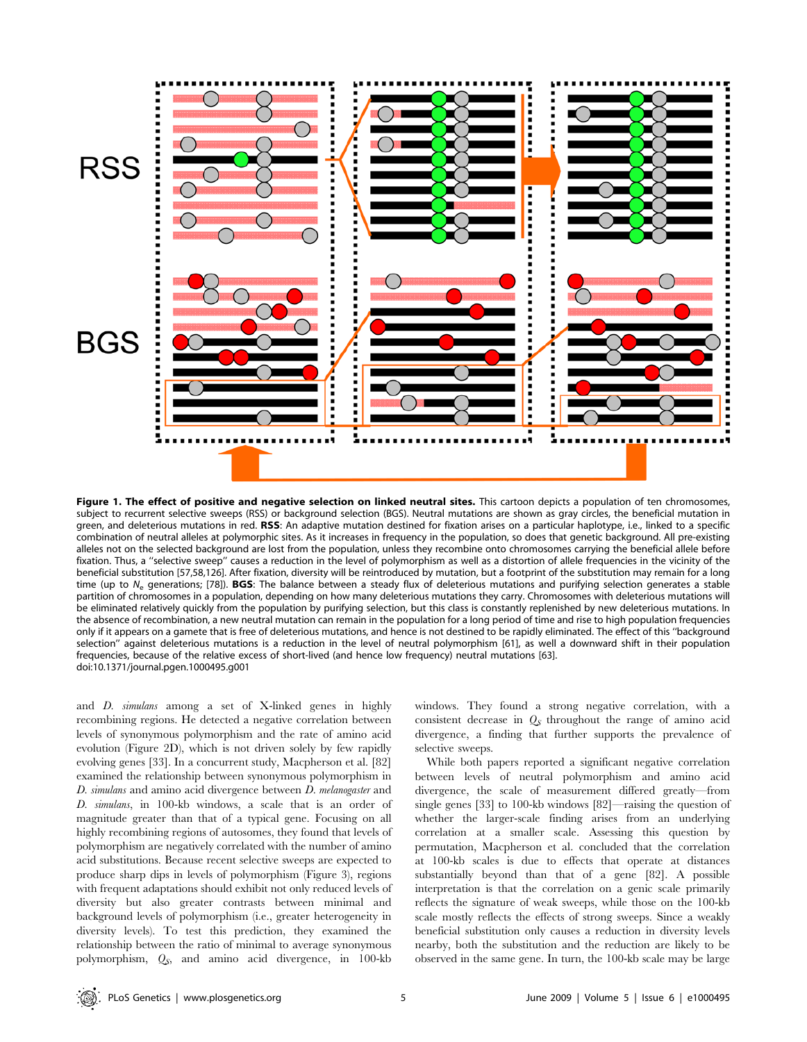**Figure 1. The effect of positive and negative selection on linked neutral sites.** This cartoon depicts a population of ten chromosomes, subject to recurrent selective sweeps (RSS) or background selection (BGS). Neutral mutations are shown as gray circles, the beneficial mutation in green, and deleterious mutations in red. **RSS**: An adaptive mutation destined for fixation arises on a particular haplotype, i.e., linked to a specific combination of neutral alleles at polymorphic sites. As it increases in frequency in the population, so does that genetic background. All pre-existing alleles not on the selected background are lost from the population, unless they recombine onto chromosomes carrying the beneficial allele before fixation. Thus, a ''selective sweep'' causes a reduction in the level of polymorphism as well as a distortion of allele frequencies in the vicinity of the beneficial substitution [57,58,126]. After fixation, diversity will be reintroduced by mutation, but a footprint of the substitution may remain for a long time (up to $N_e$ generations; [78]). **BGS**: The balance between a steady flux of deleterious mutations and purifying selection generates a stable partition of chromosomes in a population, depending on how many deleterious mutations they carry. Chromosomes with deleterious mutations will be eliminated relatively quickly from the population by purifying selection, but this class is constantly replenished by new deleterious mutations. In the absence of recombination, a new neutral mutation can remain in the population for a long period of time and rise to high population frequencies only if it appears on a gamete that is free of deleterious mutations, and hence is not destined to be rapidly eliminated. The effect of this ''background selection'' against deleterious mutations is a reduction in the level of neutral polymorphism [61], as well as a downward shift in their population frequencies, because of the relative excess of short-lived (and hence low frequency) neutral mutations [63].
doi:10.1371/journal.pgen.1000495.g001

and *D. simulans* among a set of X-linked genes in highly recombining regions. He detected a negative correlation between levels of synonymous polymorphism and the rate of amino acid evolution (Figure 2D), which is not driven solely by few rapidly evolving genes [33]. In a concurrent study, Macpherson et al. [82] examined the relationship between synonymous polymorphism in *D. simulans* and amino acid divergence between *D. melanogaster* and *D. simulans*, in 100-kb windows, a scale that is an order of magnitude greater than that of a typical gene. Focusing on all highly recombining regions of autosomes, they found that levels of polymorphism are negatively correlated with the number of amino acid substitutions. Because recent selective sweeps are expected to produce sharp dips in levels of polymorphism (Figure 3), regions with frequent adaptations should exhibit not only reduced levels of diversity but also greater contrasts between minimal and background levels of polymorphism (i.e., greater heterogeneity in diversity levels). To test this prediction, they examined the relationship between the ratio of minimal to average synonymous polymorphism, $Q_S$, and amino acid divergence, in 100-kb windows. They found a strong negative correlation, with a consistent decrease in $Q_S$ throughout the range of amino acid divergence, a finding that further supports the prevalence of selective sweeps.

While both papers reported a significant negative correlation between levels of neutral polymorphism and amino acid divergence, the scale of measurement differed greatly—from single genes [33] to 100-kb windows [82]—raising the question of whether the larger-scale finding arises from an underlying correlation at a smaller scale. Assessing this question by permutation, Macpherson et al. concluded that the correlation at 100-kb scales is due to effects that operate at distances substantially beyond than that of a gene [82]. A possible interpretation is that the correlation on a genic scale primarily reflects the signature of weak sweeps, while those on the 100-kb scale mostly reflects the effects of strong sweeps. Since a weakly beneficial substitution only causes a reduction in diversity levels nearby, both the substitution and the reduction are likely to be observed in the same gene. In turn, the 100-kb scale may be large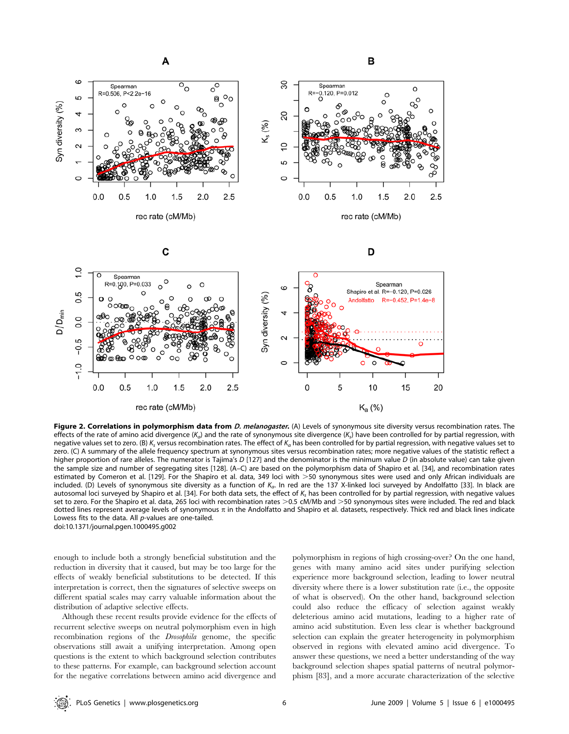A

Spearman
R=0.506, P<2.2e-16

Syn diversity (%)

rec rate (cM/Mb)

B

Spearman
R=−0.120, P=0.012

$K_s$ (%)

rec rate (cM/Mb)

C

Spearman
R=0.100, P=0.033

$D/D_{min}$

rec rate (cM/Mb)

D

Spearman
Shapiro et al. R=−0.120, P=0.026
Andolfatto R=−0.452, P=1.4e−8

Syn diversity (%)

$K_a$ (%)

**Figure 2. Correlations in polymorphism data from *D. melanogaster*.** (A) Levels of synonymous site diversity versus recombination rates. The effects of the rate of amino acid divergence ($K_a$) and the rate of synonymous site divergence ($K_s$) have been controlled for by partial regression, with negative values set to zero. (B) $K_s$ versus recombination rates. The effect of $K_a$ has been controlled for by partial regression, with negative values set to zero. (C) A summary of the allele frequency spectrum at synonymous sites versus recombination rates; more negative values of the statistic reflect a higher proportion of rare alleles. The numerator is Tajima's *D* [127] and the denominator is the minimum value *D* (in absolute value) can take given the sample size and number of segregating sites [128]. (A–C) are based on the polymorphism data of Shapiro et al. [34], and recombination rates estimated by Comeron et al. [129]. For the Shapiro et al. data, 349 loci with >50 synonymous sites were used and only African individuals are included. (D) Levels of synonymous site diversity as a function of $K_a$. In red are the 137 X-linked loci surveyed by Andolfatto [33]. In black are autosomal loci surveyed by Shapiro et al. [34]. For both data sets, the effect of $K_s$ has been controlled for by partial regression, with negative values set to zero. For the Shapiro et al. data, 265 loci with recombination rates >0.5 cM/Mb and >50 synonymous sites were included. The red and black dotted lines represent average levels of synonymous $\pi$ in the Andolfatto and Shapiro et al. datasets, respectively. Thick red and black lines indicate Lowess fits to the data. All *p*-values are one-tailed.
doi:10.1371/journal.pgen.1000495.g002

enough to include both a strongly beneficial substitution and the reduction in diversity that it caused, but may be too large for the effects of weakly beneficial substitutions to be detected. If this interpretation is correct, then the signatures of selective sweeps on different spatial scales may carry valuable information about the distribution of adaptive selective effects.

Although these recent results provide evidence for the effects of recurrent selective sweeps on neutral polymorphism even in high recombination regions of the *Drosophila* genome, the specific observations still await a unifying interpretation. Among open questions is the extent to which background selection contributes to these patterns. For example, can background selection account for the negative correlations between amino acid divergence and polymorphism in regions of high crossing-over? On the one hand, genes with many amino acid sites under purifying selection experience more background selection, leading to lower neutral diversity where there is a lower substitution rate (i.e., the opposite of what is observed). On the other hand, background selection could also reduce the efficacy of selection against weakly deleterious amino acid mutations, leading to a higher rate of amino acid substitution. Even less clear is whether background selection can explain the greater heterogeneity in polymorphism observed in regions with elevated amino acid divergence. To answer these questions, we need a better understanding of the way background selection shapes spatial patterns of neutral polymorphism [83], and a more accurate characterization of the selective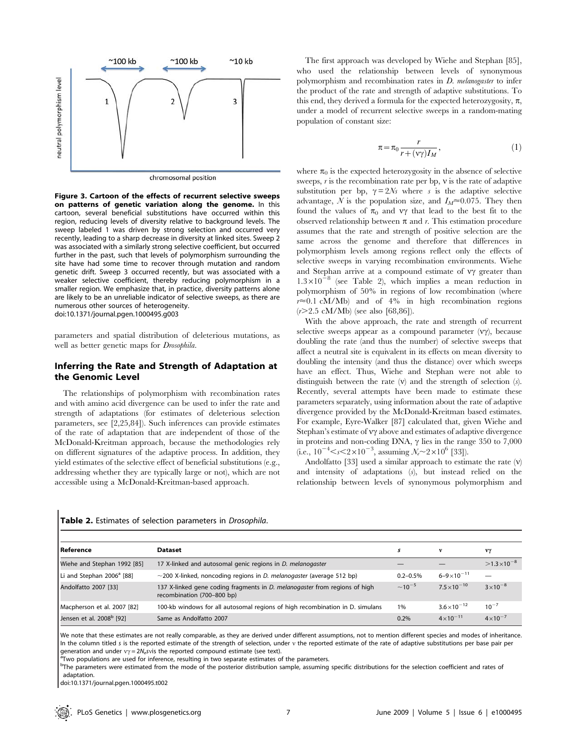**Figure 3. Cartoon of the effects of recurrent selective sweeps on patterns of genetic variation along the genome.** In this cartoon, several beneficial substitutions have occurred within this region, reducing levels of diversity relative to background levels. The sweep labeled 1 was driven by strong selection and occurred very recently, leading to a sharp decrease in diversity at linked sites. Sweep 2 was associated with a similarly strong selective coefficient, but occurred further in the past, such that levels of polymorphism surrounding the site have had some time to recover through mutation and random genetic drift. Sweep 3 occurred recently, but was associated with a weaker selective coefficient, thereby reducing polymorphism in a smaller region. We emphasize that, in practice, diversity patterns alone are likely to be an unreliable indicator of selective sweeps, as there are numerous other sources of heterogeneity.
doi:10.1371/journal.pgen.1000495.g003

parameters and spatial distribution of deleterious mutations, as well as better genetic maps for *Drosophila*.

## Inferring the Rate and Strength of Adaptation at the Genomic Level

The relationships of polymorphism with recombination rates and with amino acid divergence can be used to infer the rate and strength of adaptations (for estimates of deleterious selection parameters, see [2,25,84]). Such inferences can provide estimates of the rate of adaptation that are independent of those of the McDonald-Kreitman approach, because the methodologies rely on different signatures of the adaptive process. In addition, they yield estimates of the selective effect of beneficial substitutions (e.g., addressing whether they are typically large or not), which are not accessible using a McDonald-Kreitman-based approach.

The first approach was developed by Wiehe and Stephan [85], who used the relationship between levels of synonymous polymorphism and recombination rates in *D. melanogaster* to infer the product of the rate and strength of adaptive substitutions. To this end, they derived a formula for the expected heterozygosity, $\pi$, under a model of recurrent selective sweeps in a random-mating population of constant size:

$$\pi = \pi_0 \frac{r}{r + (\nu\gamma) I_M}, \tag{1}$$

where $\pi_0$ is the expected heterozygosity in the absence of selective sweeps, $r$ is the recombination rate per bp, $\nu$ is the rate of adaptive substitution per bp, $\gamma = 2Ns$ where $s$ is the adaptive selective advantage, $N$ is the population size, and $I_M \approx 0.075$. They then found the values of $\pi_0$ and $\nu\gamma$ that lead to the best fit to the observed relationship between $\pi$ and $r$. This estimation procedure assumes that the rate and strength of positive selection are the same across the genome and therefore that differences in polymorphism levels among regions reflect only the effects of selective sweeps in varying recombination environments. Wiehe and Stephan arrive at a compound estimate of $\nu\gamma$ greater than $1.3\times10^{-8}$ (see Table 2), which implies a mean reduction in polymorphism of 50% in regions of low recombination (where $r\approx0.1$ cM/Mb) and of 4% in high recombination regions ($r>2.5$ cM/Mb) (see also [68,86]).

With the above approach, the rate and strength of recurrent selective sweeps appear as a compound parameter ($\nu\gamma$), because doubling the rate (and thus the number) of selective sweeps that affect a neutral site is equivalent in its effects on mean diversity to doubling the intensity (and thus the distance) over which sweeps have an effect. Thus, Wiehe and Stephan were not able to distinguish between the rate ($\nu$) and the strength of selection ($s$). Recently, several attempts have been made to estimate these parameters separately, using information about the rate of adaptive divergence provided by the McDonald-Kreitman based estimates. For example, Eyre-Walker [87] calculated that, given Wiehe and Stephan's estimate of $\nu\gamma$ above and estimates of adaptive divergence in proteins and non-coding DNA, $\gamma$ lies in the range 350 to 7,000 (i.e., $10^{-4}<s<2\times10^{-3}$, assuming $N_e\sim2\times10^{6}$ [33]).

Andolfatto [33] used a similar approach to estimate the rate ($\nu$) and intensity of adaptations ($s$), but instead relied on the relationship between levels of synonymous polymorphism and

**Table 2.** Estimates of selection parameters in *Drosophila*.

| Reference | Dataset | $s$ | $\nu$ | $\nu\gamma$ |
|---|---|---|---|---|
| Wiehe and Stephan 1992 [85] | 17 X-linked and autosomal genic regions in *D. melanogaster* | — | — | $>1.3\times10^{-8}$ |
| Li and Stephan 2006[a] [88] | ~200 X-linked, noncoding regions in *D. melanogaster* (average 512 bp) | 0.2–0.5% | $6\text{–}9\times10^{-11}$ | — |
| Andolfatto 2007 [33] | 137 X-linked gene coding fragments in *D. melanogaster* from regions of high recombination (700–800 bp) | $\sim10^{-5}$ | $7.5\times10^{-10}$ | $3\times10^{-8}$ |
| Macpherson et al. 2007 [82] | 100-kb windows for all autosomal regions of high recombination in D. simulans | 1% | $3.6\times10^{-12}$ | $10^{-7}$ |
| Jensen et al. 2008[b] [92] | Same as Andolfatto 2007 | 0.2% | $4\times10^{-11}$ | $4\times10^{-7}$ |

We note that these estimates are not really comparable, as they are derived under different assumptions, not to mention different species and modes of inheritance. In the column titled $s$ is the reported estimate of the strength of selection, under $\nu$ the reported estimate of the rate of adaptive substitutions per base pair per generation and under $\nu\gamma = 2N_e s\nu$ is the reported compound estimate (see text).
[a]Two populations are used for inference, resulting in two separate estimates of the parameters.
[b]The parameters were estimated from the mode of the posterior distribution sample, assuming specific distributions for the selection coefficient and rates of adaptation.
doi:10.1371/journal.pgen.1000495.t002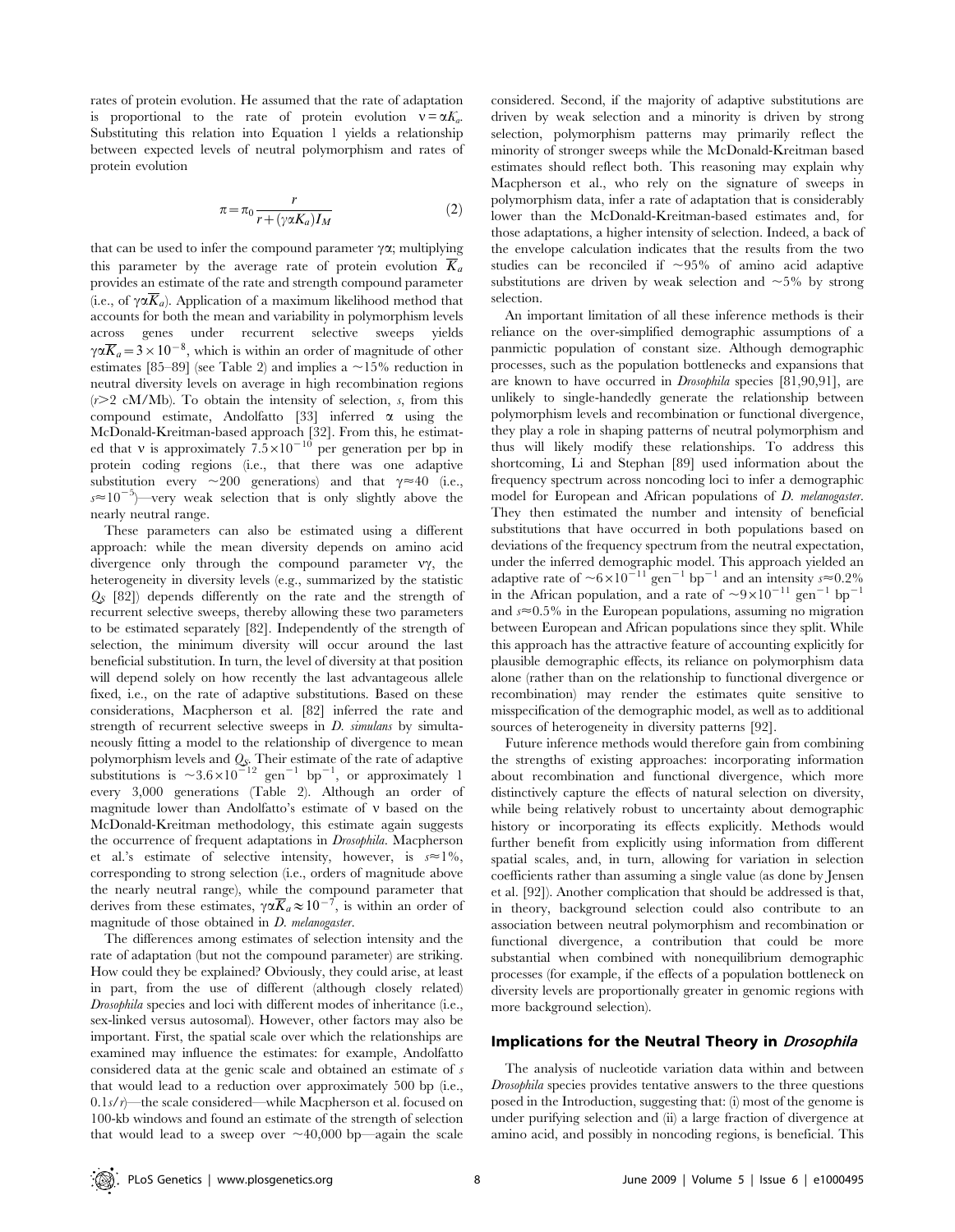rates of protein evolution. He assumed that the rate of adaptation is proportional to the rate of protein evolution $\nu = \alpha K_a$. Substituting this relation into Equation 1 yields a relationship between expected levels of neutral polymorphism and rates of protein evolution

$$\pi = \pi_0 \frac{r}{r + (\gamma \alpha K_a) I_M} \tag{2}$$

that can be used to infer the compound parameter $\gamma\alpha$; multiplying this parameter by the average rate of protein evolution $\overline{K}_a$ provides an estimate of the rate and strength compound parameter (i.e., of $\gamma\alpha\overline{K}_a$). Application of a maximum likelihood method that accounts for both the mean and variability in polymorphism levels across genes under recurrent selective sweeps yields $\gamma\alpha\overline{K}_a = 3\times10^{-8}$, which is within an order of magnitude of other estimates [85–89] (see Table 2) and implies a ~15% reduction in neutral diversity levels on average in high recombination regions ($r>2$ cM/Mb). To obtain the intensity of selection, $s$, from this compound estimate, Andolfatto [33] inferred $\alpha$ using the McDonald-Kreitman-based approach [32]. From this, he estimated that $\nu$ is approximately $7.5\times10^{-10}$ per generation per bp in protein coding regions (i.e., that there was one adaptive substitution every ~200 generations) and that $\gamma\approx40$ (i.e., $s\approx10^{-5}$)—very weak selection that is only slightly above the nearly neutral range.

These parameters can also be estimated using a different approach: while the mean diversity depends on amino acid divergence only through the compound parameter $\nu\gamma$, the heterogeneity in diversity levels (e.g., summarized by the statistic $Q_S$ [82]) depends differently on the rate and the strength of recurrent selective sweeps, thereby allowing these two parameters to be estimated separately [82]. Independently of the strength of selection, the minimum diversity will occur around the last beneficial substitution. In turn, the level of diversity at that position will depend solely on how recently the last advantageous allele fixed, i.e., on the rate of adaptive substitutions. Based on these considerations, Macpherson et al. [82] inferred the rate and strength of recurrent selective sweeps in *D. simulans* by simultaneously fitting a model to the relationship of divergence to mean polymorphism levels and $Q_S$. Their estimate of the rate of adaptive substitutions is $\sim3.6\times10^{-12}$ gen$^{-1}$ bp$^{-1}$, or approximately 1 every 3,000 generations (Table 2). Although an order of magnitude lower than Andolfatto's estimate of $\nu$ based on the McDonald-Kreitman methodology, this estimate again suggests the occurrence of frequent adaptations in *Drosophila*. Macpherson et al.'s estimate of selective intensity, however, is $s\approx1\%$, corresponding to strong selection (i.e., orders of magnitude above the nearly neutral range), while the compound parameter that derives from these estimates, $\gamma\alpha\overline{K}_a\approx10^{-7}$, is within an order of magnitude of those obtained in *D. melanogaster*.

The differences among estimates of selection intensity and the rate of adaptation (but not the compound parameter) are striking. How could they be explained? Obviously, they could arise, at least in part, from the use of different (although closely related) *Drosophila* species and loci with different modes of inheritance (i.e., sex-linked versus autosomal). However, other factors may also be important. First, the spatial scale over which the relationships are examined may influence the estimates: for example, Andolfatto considered data at the genic scale and obtained an estimate of $s$ that would lead to a reduction over approximately 500 bp (i.e., $0.1s/r$)—the scale considered—while Macpherson et al. focused on 100-kb windows and found an estimate of the strength of selection that would lead to a sweep over ~40,000 bp—again the scale considered. Second, if the majority of adaptive substitutions are driven by weak selection and a minority is driven by strong selection, polymorphism patterns may primarily reflect the minority of stronger sweeps while the McDonald-Kreitman based estimates should reflect both. This reasoning may explain why Macpherson et al., who rely on the signature of sweeps in polymorphism data, infer a rate of adaptation that is considerably lower than the McDonald-Kreitman-based estimates and, for those adaptations, a higher intensity of selection. Indeed, a back of the envelope calculation indicates that the results from the two studies can be reconciled if ~95% of amino acid adaptive substitutions are driven by weak selection and ~5% by strong selection.

An important limitation of all these inference methods is their reliance on the over-simplified demographic assumptions of a panmictic population of constant size. Although demographic processes, such as the population bottlenecks and expansions that are known to have occurred in *Drosophila* species [81,90,91], are unlikely to single-handedly generate the relationship between polymorphism levels and recombination or functional divergence, they play a role in shaping patterns of neutral polymorphism and thus will likely modify these relationships. To address this shortcoming, Li and Stephan [89] used information about the frequency spectrum across noncoding loci to infer a demographic model for European and African populations of *D. melanogaster*. They then estimated the number and intensity of beneficial substitutions that have occurred in both populations based on deviations of the frequency spectrum from the neutral expectation, under the inferred demographic model. This approach yielded an adaptive rate of $\sim6\times10^{-11}$ gen$^{-1}$ bp$^{-1}$ and an intensity $s\approx0.2\%$ in the African population, and a rate of $\sim9\times10^{-11}$ gen$^{-1}$ bp$^{-1}$ and $s\approx0.5\%$ in the European populations, assuming no migration between European and African populations since they split. While this approach has the attractive feature of accounting explicitly for plausible demographic effects, its reliance on polymorphism data alone (rather than on the relationship to functional divergence or recombination) may render the estimates quite sensitive to misspecification of the demographic model, as well as to additional sources of heterogeneity in diversity patterns [92].

Future inference methods would therefore gain from combining the strengths of existing approaches: incorporating information about recombination and functional divergence, which more distinctively capture the effects of natural selection on diversity, while being relatively robust to uncertainty about demographic history or incorporating its effects explicitly. Methods would further benefit from explicitly using information from different spatial scales, and, in turn, allowing for variation in selection coefficients rather than assuming a single value (as done by Jensen et al. [92]). Another complication that should be addressed is that, in theory, background selection could also contribute to an association between neutral polymorphism and recombination or functional divergence, a contribution that could be more substantial when combined with nonequilibrium demographic processes (for example, if the effects of a population bottleneck on diversity levels are proportionally greater in genomic regions with more background selection).

## Implications for the Neutral Theory in *Drosophila*

The analysis of nucleotide variation data within and between *Drosophila* species provides tentative answers to the three questions posed in the Introduction, suggesting that: (i) most of the genome is under purifying selection and (ii) a large fraction of divergence at amino acid, and possibly in noncoding regions, is beneficial. This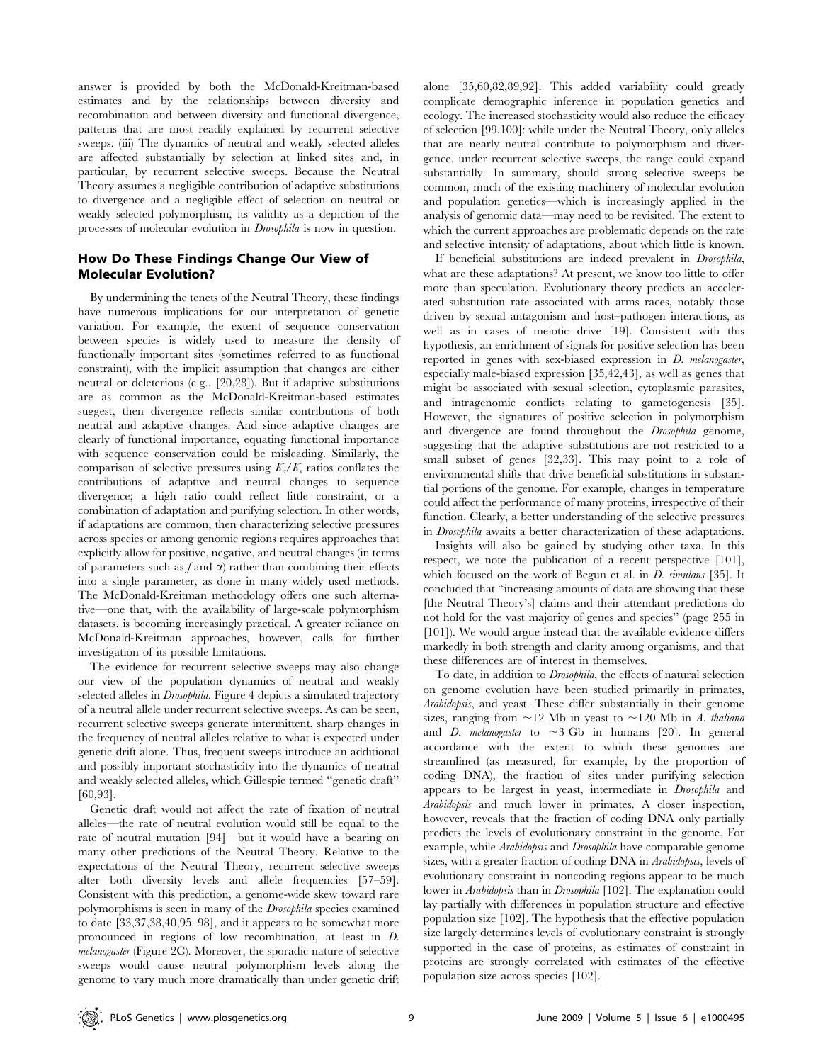answer is provided by both the McDonald-Kreitman-based estimates and by the relationships between diversity and recombination and between diversity and functional divergence, patterns that are most readily explained by recurrent selective sweeps. (iii) The dynamics of neutral and weakly selected alleles are affected substantially by selection at linked sites and, in particular, by recurrent selective sweeps. Because the Neutral Theory assumes a negligible contribution of adaptive substitutions to divergence and a negligible effect of selection on neutral or weakly selected polymorphism, its validity as a depiction of the processes of molecular evolution in *Drosophila* is now in question.

## How Do These Findings Change Our View of Molecular Evolution?

By undermining the tenets of the Neutral Theory, these findings have numerous implications for our interpretation of genetic variation. For example, the extent of sequence conservation between species is widely used to measure the density of functionally important sites (sometimes referred to as functional constraint), with the implicit assumption that changes are either neutral or deleterious (e.g., [20,28]). But if adaptive substitutions are as common as the McDonald-Kreitman-based estimates suggest, then divergence reflects similar contributions of both neutral and adaptive changes. And since adaptive changes are clearly of functional importance, equating functional importance with sequence conservation could be misleading. Similarly, the comparison of selective pressures using $K_a/K_s$ ratios conflates the contributions of adaptive and neutral changes to sequence divergence; a high ratio could reflect little constraint, or a combination of adaptation and purifying selection. In other words, if adaptations are common, then characterizing selective pressures across species or among genomic regions requires approaches that explicitly allow for positive, negative, and neutral changes (in terms of parameters such as $f$ and $\alpha$) rather than combining their effects into a single parameter, as done in many widely used methods. The McDonald-Kreitman methodology offers one such alternative—one that, with the availability of large-scale polymorphism datasets, is becoming increasingly practical. A greater reliance on McDonald-Kreitman approaches, however, calls for further investigation of its possible limitations.

The evidence for recurrent selective sweeps may also change our view of the population dynamics of neutral and weakly selected alleles in *Drosophila*. Figure 4 depicts a simulated trajectory of a neutral allele under recurrent selective sweeps. As can be seen, recurrent selective sweeps generate intermittent, sharp changes in the frequency of neutral alleles relative to what is expected under genetic drift alone. Thus, frequent sweeps introduce an additional and possibly important stochasticity into the dynamics of neutral and weakly selected alleles, which Gillespie termed "genetic draft" [60,93].

Genetic draft would not affect the rate of fixation of neutral alleles—the rate of neutral evolution would still be equal to the rate of neutral mutation [94]—but it would have a bearing on many other predictions of the Neutral Theory. Relative to the expectations of the Neutral Theory, recurrent selective sweeps alter both diversity levels and allele frequencies [57–59]. Consistent with this prediction, a genome-wide skew toward rare polymorphisms is seen in many of the *Drosophila* species examined to date [33,37,38,40,95–98], and it appears to be somewhat more pronounced in regions of low recombination, at least in *D. melanogaster* (Figure 2C). Moreover, the sporadic nature of selective sweeps would cause neutral polymorphism levels along the genome to vary much more dramatically than under genetic drift alone [35,60,82,89,92]. This added variability could greatly complicate demographic inference in population genetics and ecology. The increased stochasticity would also reduce the efficacy of selection [99,100]: while under the Neutral Theory, only alleles that are nearly neutral contribute to polymorphism and divergence, under recurrent selective sweeps, the range could expand substantially. In summary, should strong selective sweeps be common, much of the existing machinery of molecular evolution and population genetics—which is increasingly applied in the analysis of genomic data—may need to be revisited. The extent to which the current approaches are problematic depends on the rate and selective intensity of adaptations, about which little is known.

If beneficial substitutions are indeed prevalent in *Drosophila*, what are these adaptations? At present, we know too little to offer more than speculation. Evolutionary theory predicts an accelerated substitution rate associated with arms races, notably those driven by sexual antagonism and host–pathogen interactions, as well as in cases of meiotic drive [19]. Consistent with this hypothesis, an enrichment of signals for positive selection has been reported in genes with sex-biased expression in *D. melanogaster*, especially male-biased expression [35,42,43], as well as genes that might be associated with sexual selection, cytoplasmic parasites, and intragenomic conflicts relating to gametogenesis [35]. However, the signatures of positive selection in polymorphism and divergence are found throughout the *Drosophila* genome, suggesting that the adaptive substitutions are not restricted to a small subset of genes [32,33]. This may point to a role of environmental shifts that drive beneficial substitutions in substantial portions of the genome. For example, changes in temperature could affect the performance of many proteins, irrespective of their function. Clearly, a better understanding of the selective pressures in *Drosophila* awaits a better characterization of these adaptations.

Insights will also be gained by studying other taxa. In this respect, we note the publication of a recent perspective [101], which focused on the work of Begun et al. in *D. simulans* [35]. It concluded that "increasing amounts of data are showing that these [the Neutral Theory's] claims and their attendant predictions do not hold for the vast majority of genes and species" (page 255 in [101]). We would argue instead that the available evidence differs markedly in both strength and clarity among organisms, and that these differences are of interest in themselves.

To date, in addition to *Drosophila*, the effects of natural selection on genome evolution have been studied primarily in primates, *Arabidopsis*, and yeast. These differ substantially in their genome sizes, ranging from ~12 Mb in yeast to ~120 Mb in *A. thaliana* and *D. melanogaster* to ~3 Gb in humans [20]. In general accordance with the extent to which these genomes are streamlined (as measured, for example, by the proportion of coding DNA), the fraction of sites under purifying selection appears to be largest in yeast, intermediate in *Drosophila* and *Arabidopsis* and much lower in primates. A closer inspection, however, reveals that the fraction of coding DNA only partially predicts the levels of evolutionary constraint in the genome. For example, while *Arabidopsis* and *Drosophila* have comparable genome sizes, with a greater fraction of coding DNA in *Arabidopsis*, levels of evolutionary constraint in noncoding regions appear to be much lower in *Arabidopsis* than in *Drosophila* [102]. The explanation could lay partially with differences in population structure and effective population size [102]. The hypothesis that the effective population size largely determines levels of evolutionary constraint is strongly supported in the case of proteins, as estimates of constraint in proteins are strongly correlated with estimates of the effective population size across species [102].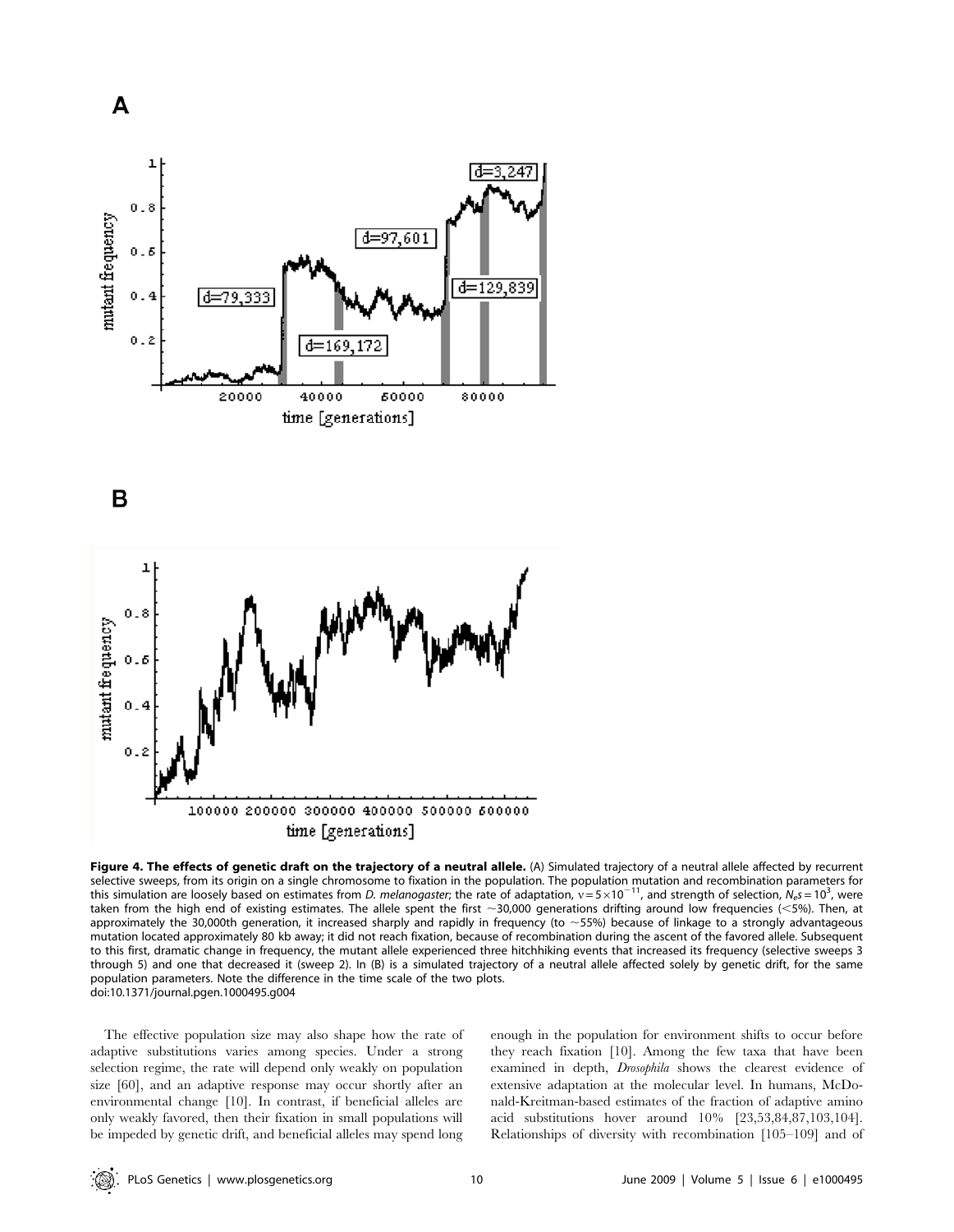**Figure 4. The effects of genetic draft on the trajectory of a neutral allele.** (A) Simulated trajectory of a neutral allele affected by recurrent selective sweeps, from its origin on a single chromosome to fixation in the population. The population mutation and recombination parameters for this simulation are loosely based on estimates from *D. melanogaster*; the rate of adaptation, $v = 5\times10^{-11}$, and strength of selection, $N_e s = 10^3$, were taken from the high end of existing estimates. The allele spent the first ~30,000 generations drifting around low frequencies (<5%). Then, at approximately the 30,000th generation, it increased sharply and rapidly in frequency (to ~55%) because of linkage to a strongly advantageous mutation located approximately 80 kb away; it did not reach fixation, because of recombination during the ascent of the favored allele. Subsequent to this first, dramatic change in frequency, the mutant allele experienced three hitchhiking events that increased its frequency (selective sweeps 3 through 5) and one that decreased it (sweep 2). In (B) is a simulated trajectory of a neutral allele affected solely by genetic drift, for the same population parameters. Note the difference in the time scale of the two plots.
doi:10.1371/journal.pgen.1000495.g004

The effective population size may also shape how the rate of adaptive substitutions varies among species. Under a strong selection regime, the rate will depend only weakly on population size [60], and an adaptive response may occur shortly after an environmental change [10]. In contrast, if beneficial alleles are only weakly favored, then their fixation in small populations will be impeded by genetic drift, and beneficial alleles may spend long enough in the population for environment shifts to occur before they reach fixation [10]. Among the few taxa that have been examined in depth, *Drosophila* shows the clearest evidence of extensive adaptation at the molecular level. In humans, McDonald-Kreitman-based estimates of the fraction of adaptive amino acid substitutions hover around 10% [23,53,84,87,103,104]. Relationships of diversity with recombination [105–109] and of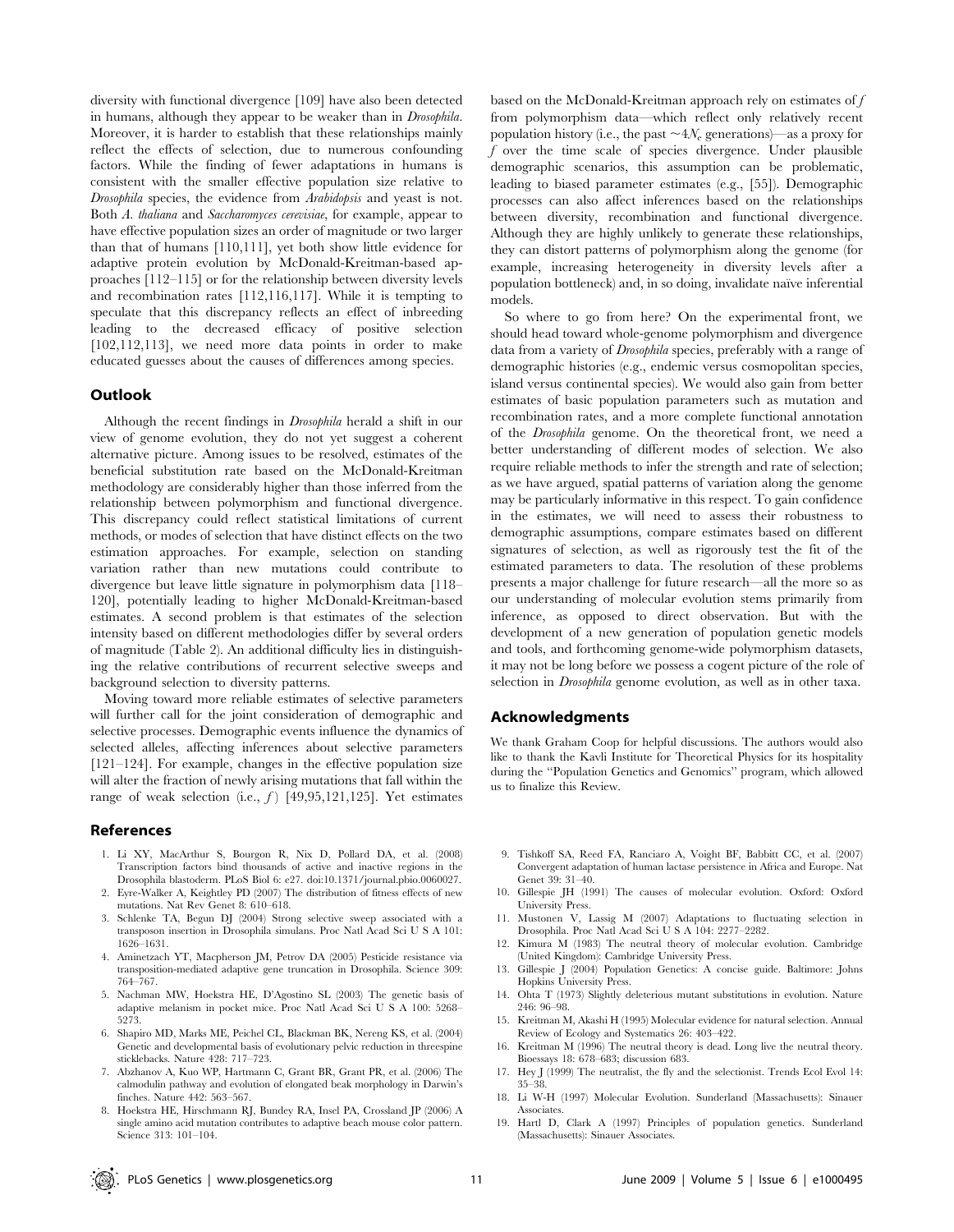diversity with functional divergence [109] have also been detected in humans, although they appear to be weaker than in *Drosophila*. Moreover, it is harder to establish that these relationships mainly reflect the effects of selection, due to numerous confounding factors. While the finding of fewer adaptations in humans is consistent with the smaller effective population size relative to *Drosophila* species, the evidence from *Arabidopsis* and yeast is not. Both *A. thaliana* and *Saccharomyces cerevisiae*, for example, appear to have effective population sizes an order of magnitude or two larger than that of humans [110,111], yet both show little evidence for adaptive protein evolution by McDonald-Kreitman-based approaches [112–115] or for the relationship between diversity levels and recombination rates [112,116,117]. While it is tempting to speculate that this discrepancy reflects an effect of inbreeding leading to the decreased efficacy of positive selection [102,112,113], we need more data points in order to make educated guesses about the causes of differences among species.

## Outlook

Although the recent findings in *Drosophila* herald a shift in our view of genome evolution, they do not yet suggest a coherent alternative picture. Among issues to be resolved, estimates of the beneficial substitution rate based on the McDonald-Kreitman methodology are considerably higher than those inferred from the relationship between polymorphism and functional divergence. This discrepancy could reflect statistical limitations of current methods, or modes of selection that have distinct effects on the two estimation approaches. For example, selection on standing variation rather than new mutations could contribute to divergence but leave little signature in polymorphism data [118–120], potentially leading to higher McDonald-Kreitman-based estimates. A second problem is that estimates of the selection intensity based on different methodologies differ by several orders of magnitude (Table 2). An additional difficulty lies in distinguishing the relative contributions of recurrent selective sweeps and background selection to diversity patterns.

Moving toward more reliable estimates of selective parameters will further call for the joint consideration of demographic and selective processes. Demographic events influence the dynamics of selected alleles, affecting inferences about selective parameters [121–124]. For example, changes in the effective population size will alter the fraction of newly arising mutations that fall within the range of weak selection (i.e., $f$) [49,95,121,125]. Yet estimates based on the McDonald-Kreitman approach rely on estimates of $f$ from polymorphism data—which reflect only relatively recent population history (i.e., the past $\sim 4N_e$ generations)—as a proxy for $f$ over the time scale of species divergence. Under plausible demographic scenarios, this assumption can be problematic, leading to biased parameter estimates (e.g., [55]). Demographic processes can also affect inferences based on the relationships between diversity, recombination and functional divergence. Although they are highly unlikely to generate these relationships, they can distort patterns of polymorphism along the genome (for example, increasing heterogeneity in diversity levels after a population bottleneck) and, in so doing, invalidate naïve inferential models.

So where to go from here? On the experimental front, we should head toward whole-genome polymorphism and divergence data from a variety of *Drosophila* species, preferably with a range of demographic histories (e.g., endemic versus cosmopolitan species, island versus continental species). We would also gain from better estimates of basic population parameters such as mutation and recombination rates, and a more complete functional annotation of the *Drosophila* genome. On the theoretical front, we need a better understanding of different modes of selection. We also require reliable methods to infer the strength and rate of selection; as we have argued, spatial patterns of variation along the genome may be particularly informative in this respect. To gain confidence in the estimates, we will need to assess their robustness to demographic assumptions, compare estimates based on different signatures of selection, as well as rigorously test the fit of the estimated parameters to data. The resolution of these problems presents a major challenge for future research—all the more so as our understanding of molecular evolution stems primarily from inference, as opposed to direct observation. But with the development of a new generation of population genetic models and tools, and forthcoming genome-wide polymorphism datasets, it may not be long before we possess a cogent picture of the role of selection in *Drosophila* genome evolution, as well as in other taxa.

## Acknowledgments

We thank Graham Coop for helpful discussions. The authors would also like to thank the Kavli Institute for Theoretical Physics for its hospitality during the "Population Genetics and Genomics" program, which allowed us to finalize this Review.

## References

1. Li XY, MacArthur S, Bourgon R, Nix D, Pollard DA, et al. (2008) Transcription factors bind thousands of active and inactive regions in the Drosophila blastoderm. PLoS Biol 6: e27. doi:10.1371/journal.pbio.0060027.
2. Eyre-Walker A, Keightley PD (2007) The distribution of fitness effects of new mutations. Nat Rev Genet 8: 610–618.
3. Schlenke TA, Begun DJ (2004) Strong selective sweep associated with a transposon insertion in Drosophila simulans. Proc Natl Acad Sci U S A 101: 1626–1631.
4. Aminetzach YT, Macpherson JM, Petrov DA (2005) Pesticide resistance via transposition-mediated adaptive gene truncation in Drosophila. Science 309: 764–767.
5. Nachman MW, Hoekstra HE, D'Agostino SL (2003) The genetic basis of adaptive melanism in pocket mice. Proc Natl Acad Sci U S A 100: 5268–5273.
6. Shapiro MD, Marks ME, Peichel CL, Blackman BK, Nereng KS, et al. (2004) Genetic and developmental basis of evolutionary pelvic reduction in threespine sticklebacks. Nature 428: 717–723.
7. Abzhanov A, Kuo WP, Hartmann C, Grant BR, Grant PR, et al. (2006) The calmodulin pathway and evolution of elongated beak morphology in Darwin's finches. Nature 442: 563–567.
8. Hoekstra HE, Hirschmann RJ, Bundey RA, Insel PA, Crossland JP (2006) A single amino acid mutation contributes to adaptive beach mouse color pattern. Science 313: 101–104.
9. Tishkoff SA, Reed FA, Ranciaro A, Voight BF, Babbitt CC, et al. (2007) Convergent adaptation of human lactase persistence in Africa and Europe. Nat Genet 39: 31–40.
10. Gillespie JH (1991) The causes of molecular evolution. Oxford: Oxford University Press.
11. Mustonen V, Lassig M (2007) Adaptations to fluctuating selection in Drosophila. Proc Natl Acad Sci U S A 104: 2277–2282.
12. Kimura M (1983) The neutral theory of molecular evolution. Cambridge (United Kingdom): Cambridge University Press.
13. Gillespie J (2004) Population Genetics: A concise guide. Baltimore: Johns Hopkins University Press.
14. Ohta T (1973) Slightly deleterious mutant substitutions in evolution. Nature 246: 96–98.
15. Kreitman M, Akashi H (1995) Molecular evidence for natural selection. Annual Review of Ecology and Systematics 26: 403–422.
16. Kreitman M (1996) The neutral theory is dead. Long live the neutral theory. Bioessays 18: 678–683; discussion 683.
17. Hey J (1999) The neutralist, the fly and the selectionist. Trends Ecol Evol 14: 35–38.
18. Li W-H (1997) Molecular Evolution. Sunderland (Massachusetts): Sinauer Associates.
19. Hartl D, Clark A (1997) Principles of population genetics. Sunderland (Massachusetts): Sinauer Associates.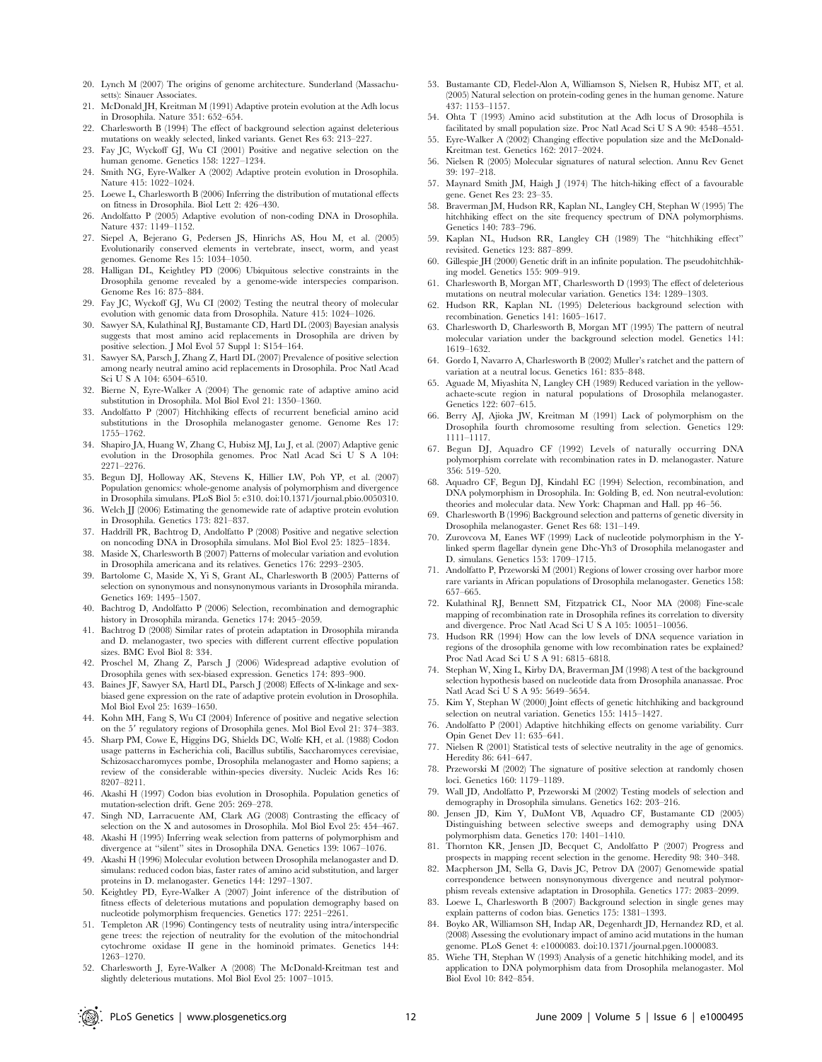20. Lynch M (2007) The origins of genome architecture. Sunderland (Massachusetts): Sinauer Associates.
21. McDonald JH, Kreitman M (1991) Adaptive protein evolution at the Adh locus in Drosophila. Nature 351: 652–654.
22. Charlesworth B (1994) The effect of background selection against deleterious mutations on weakly selected, linked variants. Genet Res 63: 213–227.
23. Fay JC, Wyckoff GJ, Wu CI (2001) Positive and negative selection on the human genome. Genetics 158: 1227–1234.
24. Smith NG, Eyre-Walker A (2002) Adaptive protein evolution in Drosophila. Nature 415: 1022–1024.
25. Loewe L, Charlesworth B (2006) Inferring the distribution of mutational effects on fitness in Drosophila. Biol Lett 2: 426–430.
26. Andolfatto P (2005) Adaptive evolution of non-coding DNA in Drosophila. Nature 437: 1149–1152.
27. Siepel A, Bejerano G, Pedersen JS, Hinrichs AS, Hou M, et al. (2005) Evolutionarily conserved elements in vertebrate, insect, worm, and yeast genomes. Genome Res 15: 1034–1050.
28. Halligan DL, Keightley PD (2006) Ubiquitous selective constraints in the Drosophila genome revealed by a genome-wide interspecies comparison. Genome Res 16: 875–884.
29. Fay JC, Wyckoff GJ, Wu CI (2002) Testing the neutral theory of molecular evolution with genomic data from Drosophila. Nature 415: 1024–1026.
30. Sawyer SA, Kulathinal RJ, Bustamante CD, Hartl DL (2003) Bayesian analysis suggests that most amino acid replacements in Drosophila are driven by positive selection. J Mol Evol 57 Suppl 1: S154–164.
31. Sawyer SA, Parsch J, Zhang Z, Hartl DL (2007) Prevalence of positive selection among nearly neutral amino acid replacements in Drosophila. Proc Natl Acad Sci U S A 104: 6504–6510.
32. Bierne N, Eyre-Walker A (2004) The genomic rate of adaptive amino acid substitution in Drosophila. Mol Biol Evol 21: 1350–1360.
33. Andolfatto P (2007) Hitchhiking effects of recurrent beneficial amino acid substitutions in the Drosophila melanogaster genome. Genome Res 17: 1755–1762.
34. Shapiro JA, Huang W, Zhang C, Hubisz MJ, Lu J, et al. (2007) Adaptive genic evolution in the Drosophila genomes. Proc Natl Acad Sci U S A 104: 2271–2276.
35. Begun DJ, Holloway AK, Stevens K, Hillier LW, Poh YP, et al. (2007) Population genomics: whole-genome analysis of polymorphism and divergence in Drosophila simulans. PLoS Biol 5: e310. doi:10.1371/journal.pbio.0050310.
36. Welch JJ (2006) Estimating the genomewide rate of adaptive protein evolution in Drosophila. Genetics 173: 821–837.
37. Haddrill PR, Bachtrog D, Andolfatto P (2008) Positive and negative selection on noncoding DNA in Drosophila simulans. Mol Biol Evol 25: 1825–1834.
38. Maside X, Charlesworth B (2007) Patterns of molecular variation and evolution in Drosophila americana and its relatives. Genetics 176: 2293–2305.
39. Bartolome C, Maside X, Yi S, Grant AL, Charlesworth B (2005) Patterns of selection on synonymous and nonsynonymous variants in Drosophila miranda. Genetics 169: 1495–1507.
40. Bachtrog D, Andolfatto P (2006) Selection, recombination and demographic history in Drosophila miranda. Genetics 174: 2045–2059.
41. Bachtrog D (2008) Similar rates of protein adaptation in Drosophila miranda and D. melanogaster, two species with different current effective population sizes. BMC Evol Biol 8: 334.
42. Proschel M, Zhang Z, Parsch J (2006) Widespread adaptive evolution of Drosophila genes with sex-biased expression. Genetics 174: 893–900.
43. Baines JF, Sawyer SA, Hartl DL, Parsch J (2008) Effects of X-linkage and sex-biased gene expression on the rate of adaptive protein evolution in Drosophila. Mol Biol Evol 25: 1639–1650.
44. Kohn MH, Fang S, Wu CI (2004) Inference of positive and negative selection on the 5′ regulatory regions of Drosophila genes. Mol Biol Evol 21: 374–383.
45. Sharp PM, Cowe E, Higgins DG, Shields DC, Wolfe KH, et al. (1988) Codon usage patterns in Escherichia coli, Bacillus subtilis, Saccharomyces cerevisiae, Schizosaccharomyces pombe, Drosophila melanogaster and Homo sapiens; a review of the considerable within-species diversity. Nucleic Acids Res 16: 8207–8211.
46. Akashi H (1997) Codon bias evolution in Drosophila. Population genetics of mutation-selection drift. Gene 205: 269–278.
47. Singh ND, Larracuente AM, Clark AG (2008) Contrasting the efficacy of selection on the X and autosomes in Drosophila. Mol Biol Evol 25: 454–467.
48. Akashi H (1995) Inferring weak selection from patterns of polymorphism and divergence at "silent" sites in Drosophila DNA. Genetics 139: 1067–1076.
49. Akashi H (1996) Molecular evolution between Drosophila melanogaster and D. simulans: reduced codon bias, faster rates of amino acid substitution, and larger proteins in D. melanogaster. Genetics 144: 1297–1307.
50. Keightley PD, Eyre-Walker A (2007) Joint inference of the distribution of fitness effects of deleterious mutations and population demography based on nucleotide polymorphism frequencies. Genetics 177: 2251–2261.
51. Templeton AR (1996) Contingency tests of neutrality using intra/interspecific gene trees: the rejection of neutrality for the evolution of the mitochondrial cytochrome oxidase II gene in the hominoid primates. Genetics 144: 1263–1270.
52. Charlesworth J, Eyre-Walker A (2008) The McDonald-Kreitman test and slightly deleterious mutations. Mol Biol Evol 25: 1007–1015.
53. Bustamante CD, Fledel-Alon A, Williamson S, Nielsen R, Hubisz MT, et al. (2005) Natural selection on protein-coding genes in the human genome. Nature 437: 1153–1157.
54. Ohta T (1993) Amino acid substitution at the Adh locus of Drosophila is facilitated by small population size. Proc Natl Acad Sci U S A 90: 4548–4551.
55. Eyre-Walker A (2002) Changing effective population size and the McDonald-Kreitman test. Genetics 162: 2017–2024.
56. Nielsen R (2005) Molecular signatures of natural selection. Annu Rev Genet 39: 197–218.
57. Maynard Smith JM, Haigh J (1974) The hitch-hiking effect of a favourable gene. Genet Res 23: 23–35.
58. Braverman JM, Hudson RR, Kaplan NL, Langley CH, Stephan W (1995) The hitchhiking effect on the site frequency spectrum of DNA polymorphisms. Genetics 140: 783–796.
59. Kaplan NL, Hudson RR, Langley CH (1989) The "hitchhiking effect" revisited. Genetics 123: 887–899.
60. Gillespie JH (2000) Genetic drift in an infinite population. The pseudohitchhiking model. Genetics 155: 909–919.
61. Charlesworth B, Morgan MT, Charlesworth D (1993) The effect of deleterious mutations on neutral molecular variation. Genetics 134: 1289–1303.
62. Hudson RR, Kaplan NL (1995) Deleterious background selection with recombination. Genetics 141: 1605–1617.
63. Charlesworth D, Charlesworth B, Morgan MT (1995) The pattern of neutral molecular variation under the background selection model. Genetics 141: 1619–1632.
64. Gordo I, Navarro A, Charlesworth B (2002) Muller's ratchet and the pattern of variation at a neutral locus. Genetics 161: 835–848.
65. Aguade M, Miyashita N, Langley CH (1989) Reduced variation in the yellow-achaete-scute region in natural populations of Drosophila melanogaster. Genetics 122: 607–615.
66. Berry AJ, Ajioka JW, Kreitman M (1991) Lack of polymorphism on the Drosophila fourth chromosome resulting from selection. Genetics 129: 1111–1117.
67. Begun DJ, Aquadro CF (1992) Levels of naturally occurring DNA polymorphism correlate with recombination rates in D. melanogaster. Nature 356: 519–520.
68. Aquadro CF, Begun DJ, Kindahl EC (1994) Selection, recombination, and DNA polymorphism in Drosophila. In: Golding B, ed. Non neutral-evolution: theories and molecular data. New York: Chapman and Hall. pp 46–56.
69. Charlesworth B (1996) Background selection and patterns of genetic diversity in Drosophila melanogaster. Genet Res 68: 131–149.
70. Zurovcova M, Eanes WF (1999) Lack of nucleotide polymorphism in the Y-linked sperm flagellar dynein gene Dhc-Yh3 of Drosophila melanogaster and D. simulans. Genetics 153: 1709–1715.
71. Andolfatto P, Przeworski M (2001) Regions of lower crossing over harbor more rare variants in African populations of Drosophila melanogaster. Genetics 158: 657–665.
72. Kulathinal RJ, Bennett SM, Fitzpatrick CL, Noor MA (2008) Fine-scale mapping of recombination rate in Drosophila refines its correlation to diversity and divergence. Proc Natl Acad Sci U S A 105: 10051–10056.
73. Hudson RR (1994) How can the low levels of DNA sequence variation in regions of the drosophila genome with low recombination rates be explained? Proc Natl Acad Sci U S A 91: 6815–6818.
74. Stephan W, Xing L, Kirby DA, Braverman JM (1998) A test of the background selection hypothesis based on nucleotide data from Drosophila ananassae. Proc Natl Acad Sci U S A 95: 5649–5654.
75. Kim Y, Stephan W (2000) Joint effects of genetic hitchhiking and background selection on neutral variation. Genetics 155: 1415–1427.
76. Andolfatto P (2001) Adaptive hitchhiking effects on genome variability. Curr Opin Genet Dev 11: 635–641.
77. Nielsen R (2001) Statistical tests of selective neutrality in the age of genomics. Heredity 86: 641–647.
78. Przeworski M (2002) The signature of positive selection at randomly chosen loci. Genetics 160: 1179–1189.
79. Wall JD, Andolfatto P, Przeworski M (2002) Testing models of selection and demography in Drosophila simulans. Genetics 162: 203–216.
80. Jensen JD, Kim Y, DuMont VB, Aquadro CF, Bustamante CD (2005) Distinguishing between selective sweeps and demography using DNA polymorphism data. Genetics 170: 1401–1410.
81. Thornton KR, Jensen JD, Becquet C, Andolfatto P (2007) Progress and prospects in mapping recent selection in the genome. Heredity 98: 340–348.
82. Macpherson JM, Sella G, Davis JC, Petrov DA (2007) Genomewide spatial correspondence between nonsynonymous divergence and neutral polymorphism reveals extensive adaptation in Drosophila. Genetics 177: 2083–2099.
83. Loewe L, Charlesworth B (2007) Background selection in single genes may explain patterns of codon bias. Genetics 175: 1381–1393.
84. Boyko AR, Williamson SH, Indap AR, Degenhardt JD, Hernandez RD, et al. (2008) Assessing the evolutionary impact of amino acid mutations in the human genome. PLoS Genet 4: e1000083. doi:10.1371/journal.pgen.1000083.
85. Wiehe TH, Stephan W (1993) Analysis of a genetic hitchhiking model, and its application to DNA polymorphism data from Drosophila melanogaster. Mol Biol Evol 10: 842–854.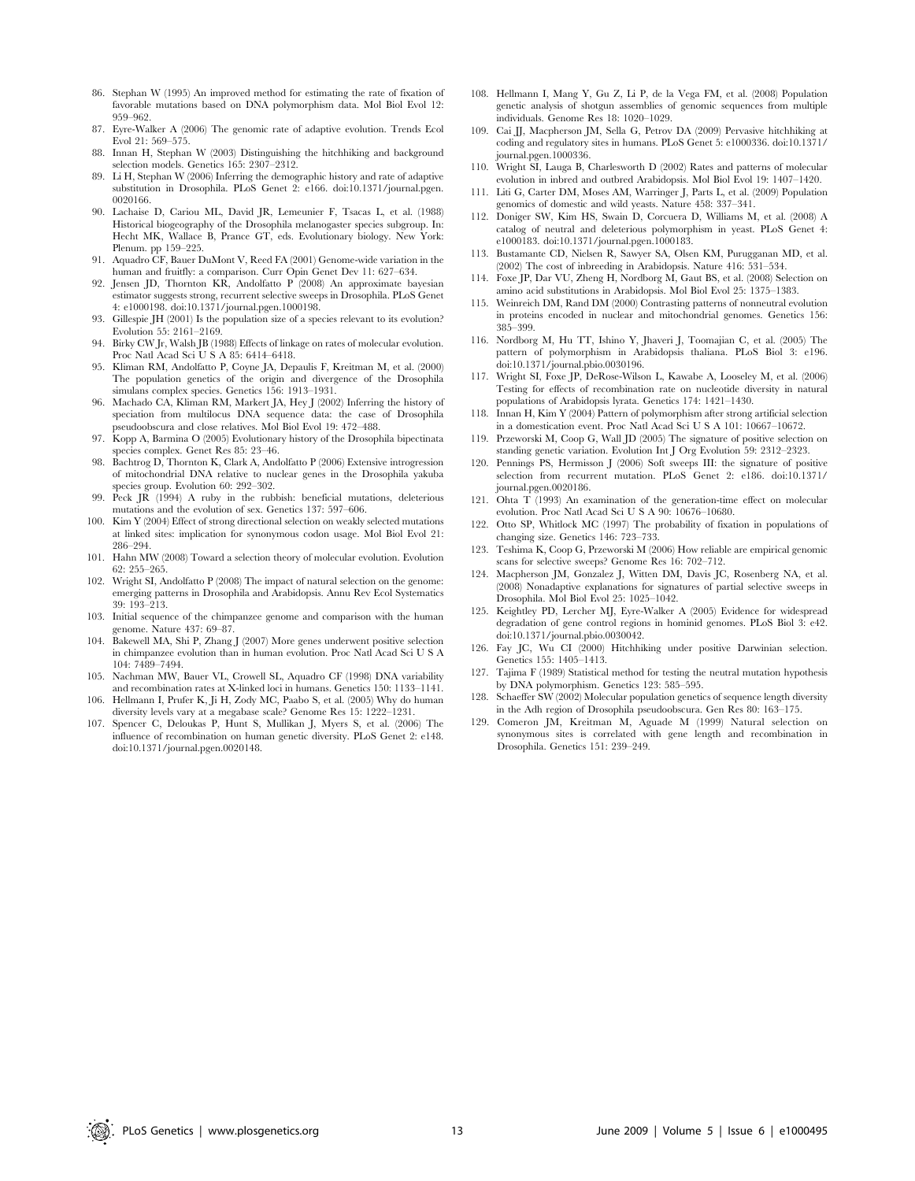86. Stephan W (1995) An improved method for estimating the rate of fixation of favorable mutations based on DNA polymorphism data. Mol Biol Evol 12: 959–962.
87. Eyre-Walker A (2006) The genomic rate of adaptive evolution. Trends Ecol Evol 21: 569–575.
88. Innan H, Stephan W (2003) Distinguishing the hitchhiking and background selection models. Genetics 165: 2307–2312.
89. Li H, Stephan W (2006) Inferring the demographic history and rate of adaptive substitution in Drosophila. PLoS Genet 2: e166. doi:10.1371/journal.pgen.0020166.
90. Lachaise D, Cariou ML, David JR, Lemeunier F, Tsacas L, et al. (1988) Historical biogeography of the Drosophila melanogaster species subgroup. In: Hecht MK, Wallace B, Prance GT, eds. Evolutionary biology. New York: Plenum. pp 159–225.
91. Aquadro CF, Bauer DuMont V, Reed FA (2001) Genome-wide variation in the human and fruitfly: a comparison. Curr Opin Genet Dev 11: 627–634.
92. Jensen JD, Thornton KR, Andolfatto P (2008) An approximate bayesian estimator suggests strong, recurrent selective sweeps in Drosophila. PLoS Genet 4: e1000198. doi:10.1371/journal.pgen.1000198.
93. Gillespie JH (2001) Is the population size of a species relevant to its evolution? Evolution 55: 2161–2169.
94. Birky CW Jr, Walsh JB (1988) Effects of linkage on rates of molecular evolution. Proc Natl Acad Sci U S A 85: 6414–6418.
95. Kliman RM, Andolfatto P, Coyne JA, Depaulis F, Kreitman M, et al. (2000) The population genetics of the origin and divergence of the Drosophila simulans complex species. Genetics 156: 1913–1931.
96. Machado CA, Kliman RM, Markert JA, Hey J (2002) Inferring the history of speciation from multilocus DNA sequence data: the case of Drosophila pseudoobscura and close relatives. Mol Biol Evol 19: 472–488.
97. Kopp A, Barmina O (2005) Evolutionary history of the Drosophila bipectinata species complex. Genet Res 85: 23–46.
98. Bachtrog D, Thornton K, Clark A, Andolfatto P (2006) Extensive introgression of mitochondrial DNA relative to nuclear genes in the Drosophila yakuba species group. Evolution 60: 292–302.
99. Peck JR (1994) A ruby in the rubbish: beneficial mutations, deleterious mutations and the evolution of sex. Genetics 137: 597–606.
100. Kim Y (2004) Effect of strong directional selection on weakly selected mutations at linked sites: implication for synonymous codon usage. Mol Biol Evol 21: 286–294.
101. Hahn MW (2008) Toward a selection theory of molecular evolution. Evolution 62: 255–265.
102. Wright SI, Andolfatto P (2008) The impact of natural selection on the genome: emerging patterns in Drosophila and Arabidopsis. Annu Rev Ecol Systematics 39: 193–213.
103. Initial sequence of the chimpanzee genome and comparison with the human genome. Nature 437: 69–87.
104. Bakewell MA, Shi P, Zhang J (2007) More genes underwent positive selection in chimpanzee evolution than in human evolution. Proc Natl Acad Sci U S A 104: 7489–7494.
105. Nachman MW, Bauer VL, Crowell SL, Aquadro CF (1998) DNA variability and recombination rates at X-linked loci in humans. Genetics 150: 1133–1141.
106. Hellmann I, Prufer K, Ji H, Zody MC, Paabo S, et al. (2005) Why do human diversity levels vary at a megabase scale? Genome Res 15: 1222–1231.
107. Spencer C, Deloukas P, Hunt S, Mullikan J, Myers S, et al. (2006) The influence of recombination on human genetic diversity. PLoS Genet 2: e148. doi:10.1371/journal.pgen.0020148.
108. Hellmann I, Mang Y, Gu Z, Li P, de la Vega FM, et al. (2008) Population genetic analysis of shotgun assemblies of genomic sequences from multiple individuals. Genome Res 18: 1020–1029.
109. Cai JJ, Macpherson JM, Sella G, Petrov DA (2009) Pervasive hitchhiking at coding and regulatory sites in humans. PLoS Genet 5: e1000336. doi:10.1371/journal.pgen.1000336.
110. Wright SI, Lauga B, Charlesworth D (2002) Rates and patterns of molecular evolution in inbred and outbred Arabidopsis. Mol Biol Evol 19: 1407–1420.
111. Liti G, Carter DM, Moses AM, Warringer J, Parts L, et al. (2009) Population genomics of domestic and wild yeasts. Nature 458: 337–341.
112. Doniger SW, Kim HS, Swain D, Corcuera D, Williams M, et al. (2008) A catalog of neutral and deleterious polymorphism in yeast. PLoS Genet 4: e1000183. doi:10.1371/journal.pgen.1000183.
113. Bustamante CD, Nielsen R, Sawyer SA, Olsen KM, Purugganan MD, et al. (2002) The cost of inbreeding in Arabidopsis. Nature 416: 531–534.
114. Foxe JP, Dar VU, Zheng H, Nordborg M, Gaut BS, et al. (2008) Selection on amino acid substitutions in Arabidopsis. Mol Biol Evol 25: 1375–1383.
115. Weinreich DM, Rand DM (2000) Contrasting patterns of nonneutral evolution in proteins encoded in nuclear and mitochondrial genomes. Genetics 156: 385–399.
116. Nordborg M, Hu TT, Ishino Y, Jhaveri J, Toomajian C, et al. (2005) The pattern of polymorphism in Arabidopsis thaliana. PLoS Biol 3: e196. doi:10.1371/journal.pbio.0030196.
117. Wright SI, Foxe JP, DeRose-Wilson L, Kawabe A, Looseley M, et al. (2006) Testing for effects of recombination rate on nucleotide diversity in natural populations of Arabidopsis lyrata. Genetics 174: 1421–1430.
118. Innan H, Kim Y (2004) Pattern of polymorphism after strong artificial selection in a domestication event. Proc Natl Acad Sci U S A 101: 10667–10672.
119. Przeworski M, Coop G, Wall JD (2005) The signature of positive selection on standing genetic variation. Evolution Int J Org Evolution 59: 2312–2323.
120. Pennings PS, Hermisson J (2006) Soft sweeps III: the signature of positive selection from recurrent mutation. PLoS Genet 2: e186. doi:10.1371/journal.pgen.0020186.
121. Ohta T (1993) An examination of the generation-time effect on molecular evolution. Proc Natl Acad Sci U S A 90: 10676–10680.
122. Otto SP, Whitlock MC (1997) The probability of fixation in populations of changing size. Genetics 146: 723–733.
123. Teshima K, Coop G, Przeworski M (2006) How reliable are empirical genomic scans for selective sweeps? Genome Res 16: 702–712.
124. Macpherson JM, Gonzalez J, Witten DM, Davis JC, Rosenberg NA, et al. (2008) Nonadaptive explanations for signatures of partial selective sweeps in Drosophila. Mol Biol Evol 25: 1025–1042.
125. Keightley PD, Lercher MJ, Eyre-Walker A (2005) Evidence for widespread degradation of gene control regions in hominid genomes. PLoS Biol 3: e42. doi:10.1371/journal.pbio.0030042.
126. Fay JC, Wu CI (2000) Hitchhiking under positive Darwinian selection. Genetics 155: 1405–1413.
127. Tajima F (1989) Statistical method for testing the neutral mutation hypothesis by DNA polymorphism. Genetics 123: 585–595.
128. Schaeffer SW (2002) Molecular population genetics of sequence length diversity in the Adh region of Drosophila pseudoobscura. Gen Res 80: 163–175.
129. Comeron JM, Kreitman M, Aguade M (1999) Natural selection on synonymous sites is correlated with gene length and recombination in Drosophila. Genetics 151: 239–249.